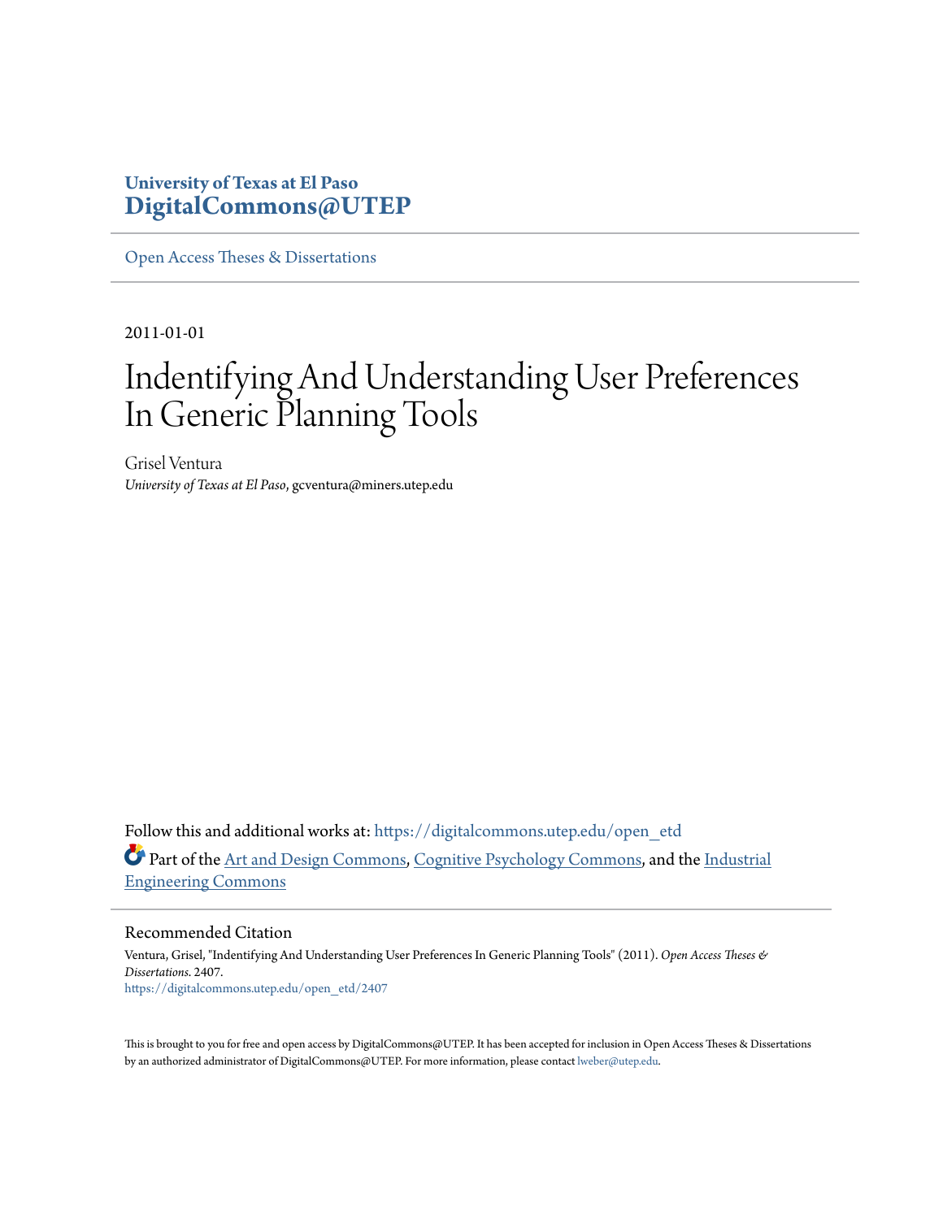**University of Texas at El Paso**
**DigitalCommons@UTEP**

Open Access Theses & Dissertations

2011-01-01

# Indentifying And Understanding User Preferences In Generic Planning Tools

Grisel Ventura
*University of Texas at El Paso*, gcventura@miners.utep.edu

Follow this and additional works at: https://digitalcommons.utep.edu/open_etd

Part of the Art and Design Commons, Cognitive Psychology Commons, and the Industrial Engineering Commons

## Recommended Citation

Ventura, Grisel, "Indentifying And Understanding User Preferences In Generic Planning Tools" (2011). *Open Access Theses & Dissertations*. 2407.
https://digitalcommons.utep.edu/open_etd/2407

This is brought to you for free and open access by DigitalCommons@UTEP. It has been accepted for inclusion in Open Access Theses & Dissertations by an authorized administrator of DigitalCommons@UTEP. For more information, please contact lweber@utep.edu.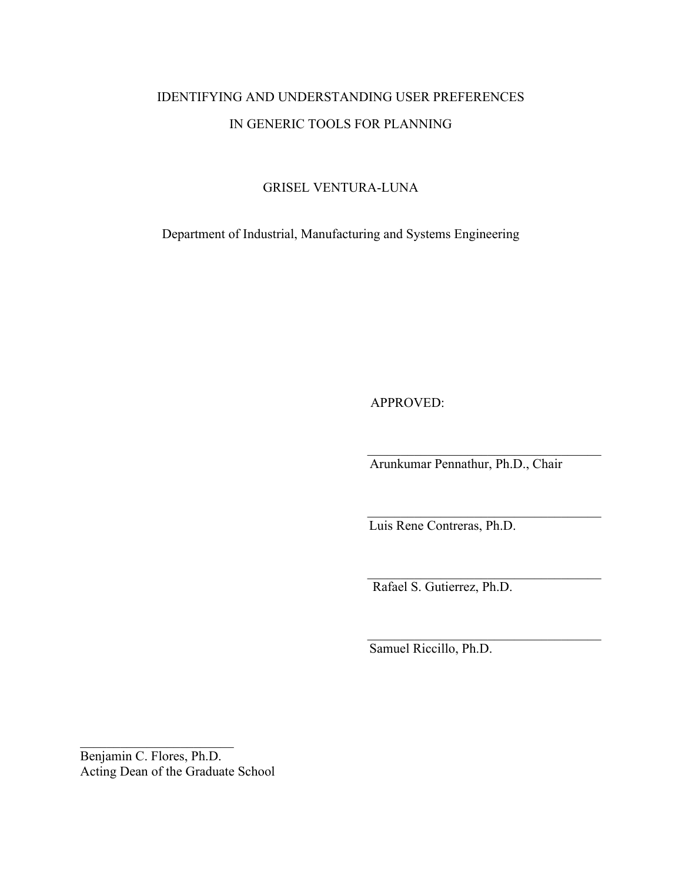IDENTIFYING AND UNDERSTANDING USER PREFERENCES

IN GENERIC TOOLS FOR PLANNING

GRISEL VENTURA-LUNA

Department of Industrial, Manufacturing and Systems Engineering

APPROVED:

___________________________________
Arunkumar Pennathur, Ph.D., Chair

___________________________________
Luis Rene Contreras, Ph.D.

___________________________________
Rafael S. Gutierrez, Ph.D.

___________________________________
Samuel Riccillo, Ph.D.

___________________________
Benjamin C. Flores, Ph.D.
Acting Dean of the Graduate School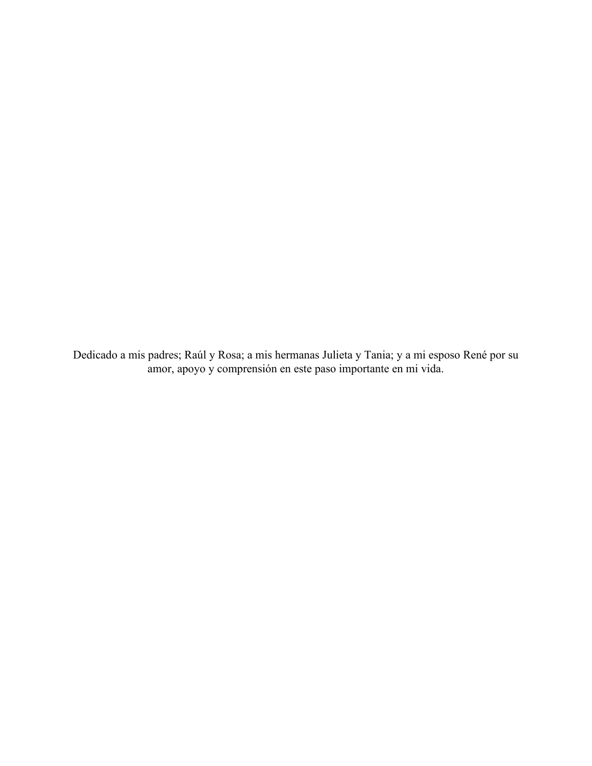Dedicado a mis padres; Raúl y Rosa; a mis hermanas Julieta y Tania; y a mi esposo René por su amor, apoyo y comprensión en este paso importante en mi vida.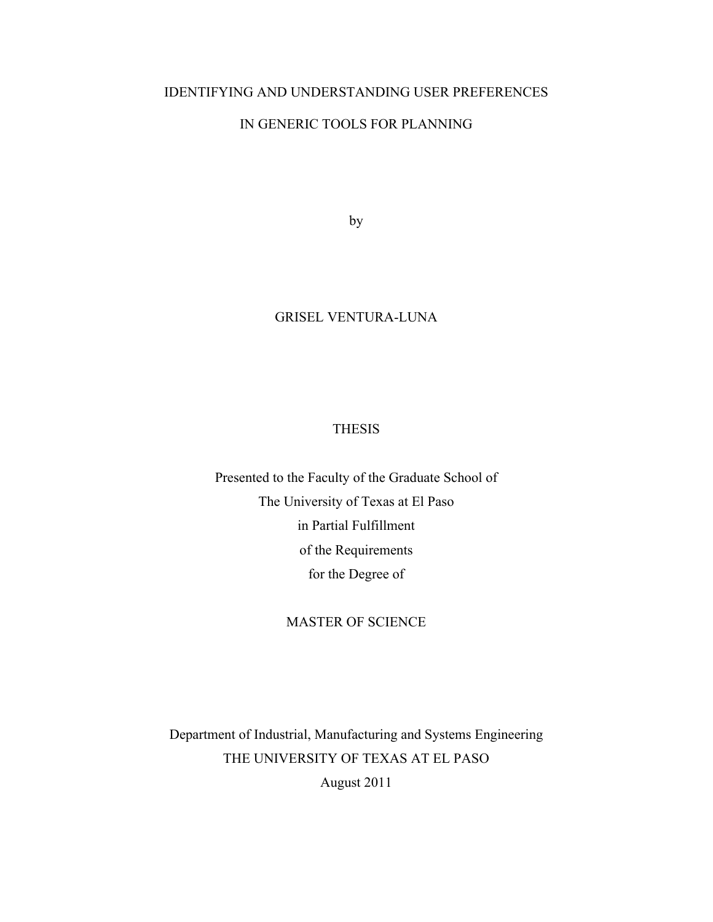# IDENTIFYING AND UNDERSTANDING USER PREFERENCES IN GENERIC TOOLS FOR PLANNING

by

GRISEL VENTURA-LUNA

THESIS

Presented to the Faculty of the Graduate School of
The University of Texas at El Paso
in Partial Fulfillment
of the Requirements
for the Degree of

MASTER OF SCIENCE

Department of Industrial, Manufacturing and Systems Engineering
THE UNIVERSITY OF TEXAS AT EL PASO
August 2011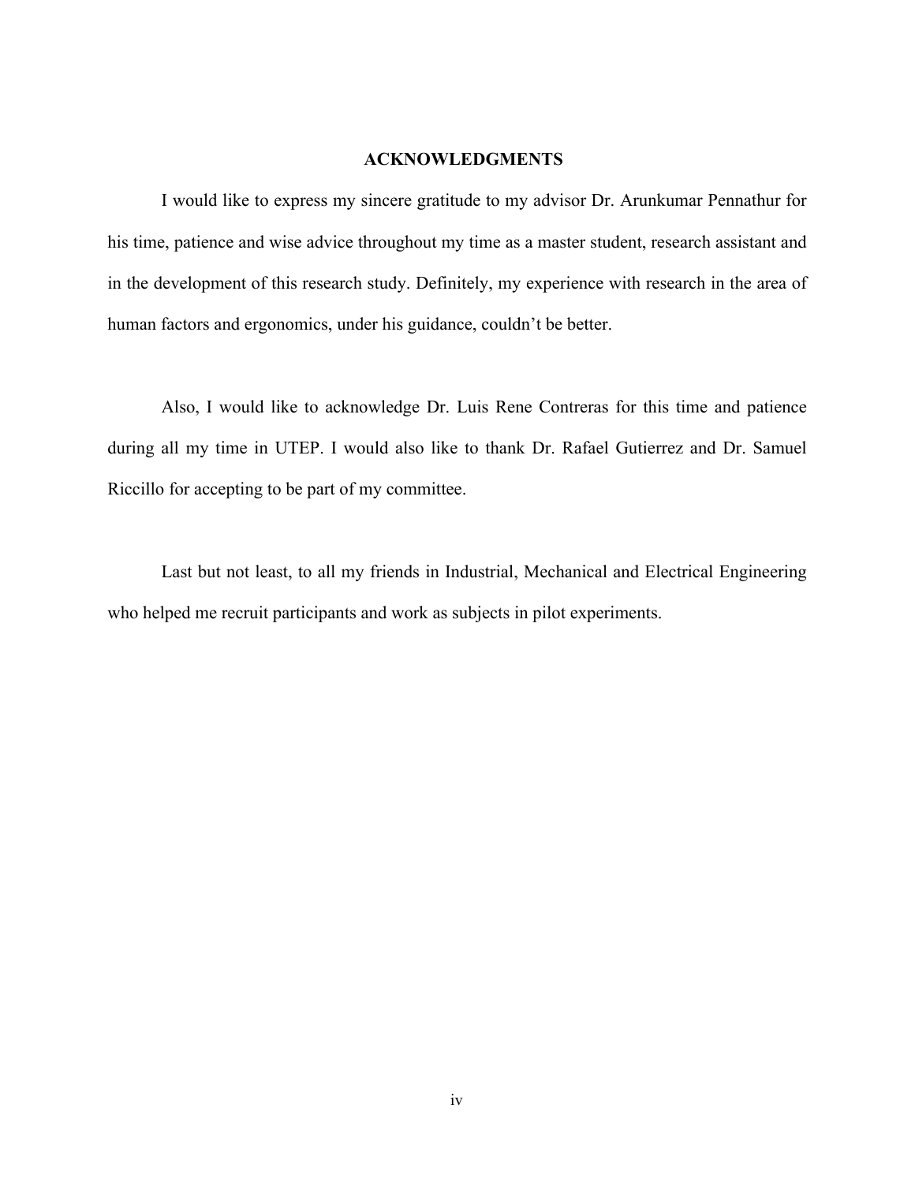## ACKNOWLEDGMENTS

I would like to express my sincere gratitude to my advisor Dr. Arunkumar Pennathur for his time, patience and wise advice throughout my time as a master student, research assistant and in the development of this research study. Definitely, my experience with research in the area of human factors and ergonomics, under his guidance, couldn't be better.

Also, I would like to acknowledge Dr. Luis Rene Contreras for this time and patience during all my time in UTEP. I would also like to thank Dr. Rafael Gutierrez and Dr. Samuel Riccillo for accepting to be part of my committee.

Last but not least, to all my friends in Industrial, Mechanical and Electrical Engineering who helped me recruit participants and work as subjects in pilot experiments.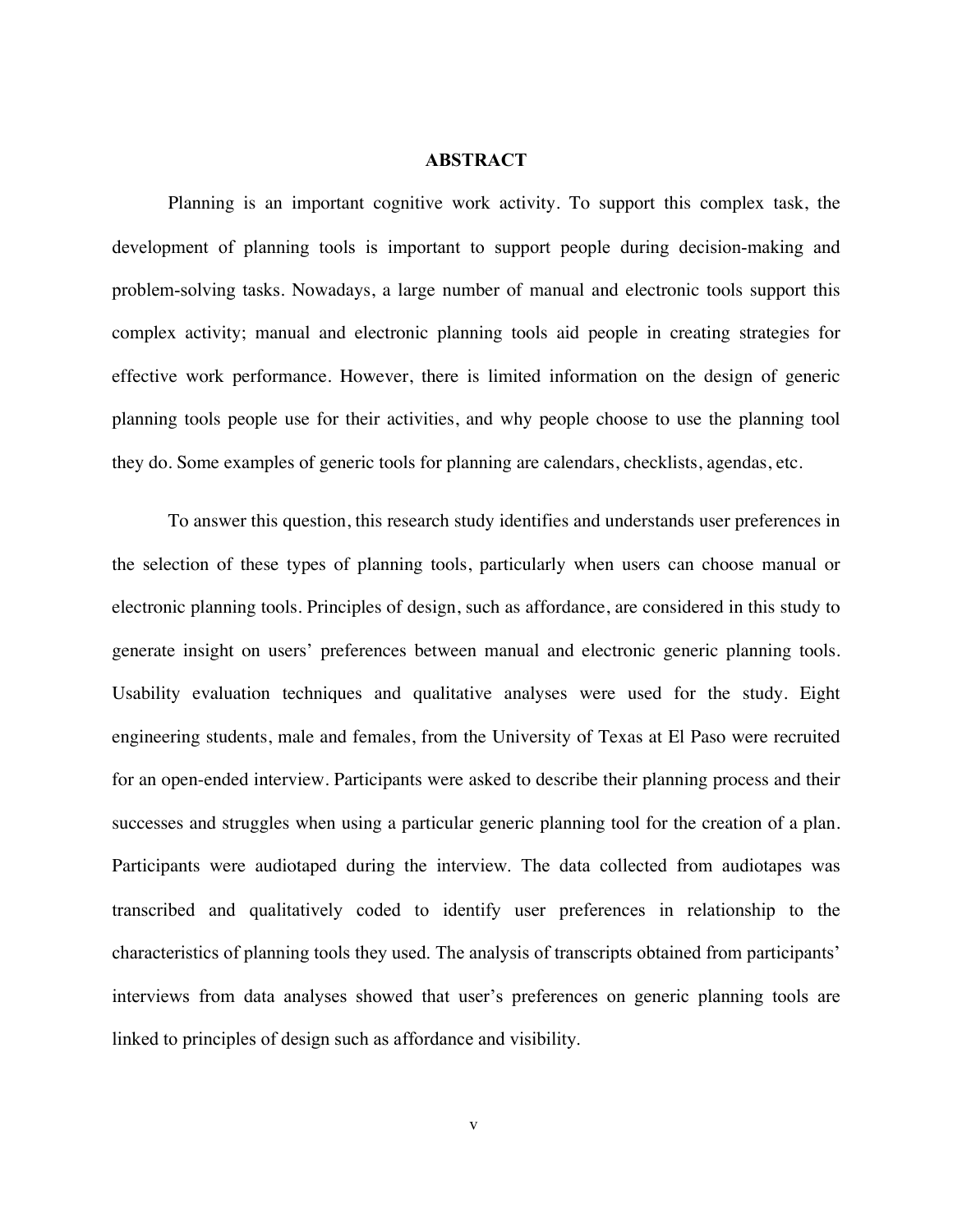# ABSTRACT

Planning is an important cognitive work activity. To support this complex task, the development of planning tools is important to support people during decision-making and problem-solving tasks. Nowadays, a large number of manual and electronic tools support this complex activity; manual and electronic planning tools aid people in creating strategies for effective work performance. However, there is limited information on the design of generic planning tools people use for their activities, and why people choose to use the planning tool they do. Some examples of generic tools for planning are calendars, checklists, agendas, etc.

To answer this question, this research study identifies and understands user preferences in the selection of these types of planning tools, particularly when users can choose manual or electronic planning tools. Principles of design, such as affordance, are considered in this study to generate insight on users' preferences between manual and electronic generic planning tools. Usability evaluation techniques and qualitative analyses were used for the study. Eight engineering students, male and females, from the University of Texas at El Paso were recruited for an open-ended interview. Participants were asked to describe their planning process and their successes and struggles when using a particular generic planning tool for the creation of a plan. Participants were audiotaped during the interview. The data collected from audiotapes was transcribed and qualitatively coded to identify user preferences in relationship to the characteristics of planning tools they used. The analysis of transcripts obtained from participants' interviews from data analyses showed that user's preferences on generic planning tools are linked to principles of design such as affordance and visibility.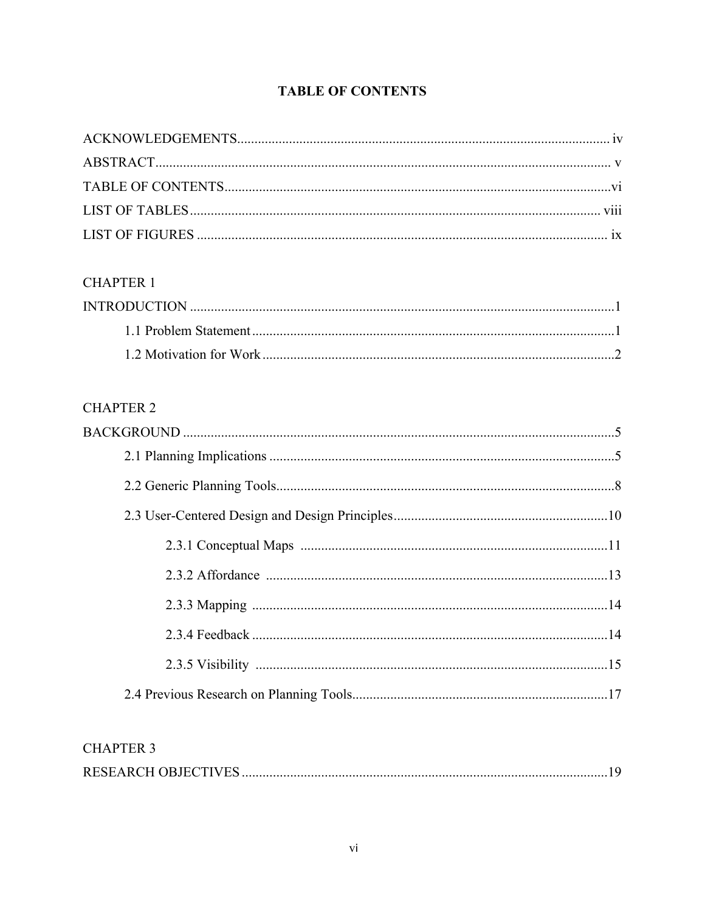# TABLE OF CONTENTS

ACKNOWLEDGEMENTS........................................................................................................... iv

ABSTRACT.................................................................................................................................. v

TABLE OF CONTENTS..............................................................................................................vi

LIST OF TABLES...................................................................................................................... viii

LIST OF FIGURES ...................................................................................................................... ix

CHAPTER 1

INTRODUCTION ..........................................................................................................................1

- 1.1 Problem Statement.........................................................................................................1
- 1.2 Motivation for Work......................................................................................................2

CHAPTER 2

BACKGROUND ............................................................................................................................5

- 2.1 Planning Implications ....................................................................................................5
- 2.2 Generic Planning Tools..................................................................................................8
- 2.3 User-Centered Design and Design Principles..............................................................10
  - 2.3.1 Conceptual Maps .........................................................................................11
  - 2.3.2 Affordance ...................................................................................................13
  - 2.3.3 Mapping .......................................................................................................14
  - 2.3.4 Feedback .......................................................................................................14
  - 2.3.5 Visibility ......................................................................................................15
- 2.4 Previous Research on Planning Tools..........................................................................17

CHAPTER 3

RESEARCH OBJECTIVES ..........................................................................................................19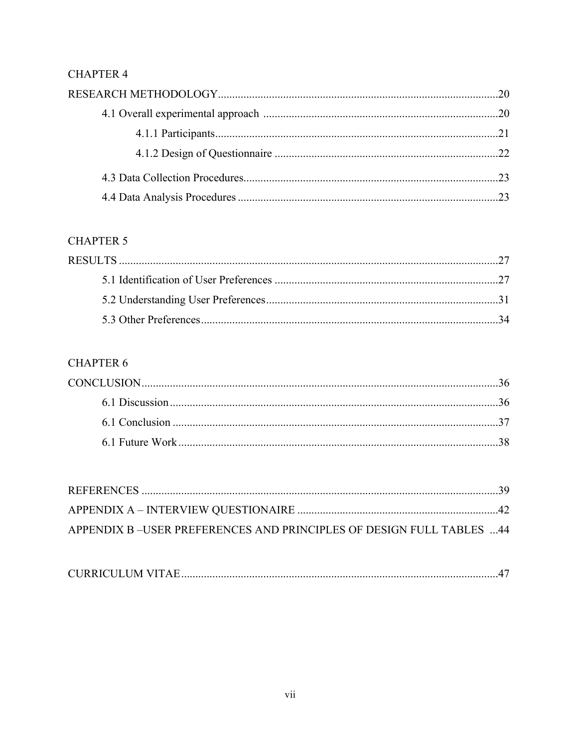CHAPTER 4

RESEARCH METHODOLOGY....................................................................................................20

4.1 Overall experimental approach ..................................................................................20

4.1.1 Participants...................................................................................................21

4.1.2 Design of Questionnaire ..............................................................................22

4.3 Data Collection Procedures.........................................................................................23

4.4 Data Analysis Procedures ...........................................................................................23

CHAPTER 5

RESULTS ..................................................................................................................................27

5.1 Identification of User Preferences ..............................................................................27

5.2 Understanding User Preferences.................................................................................31

5.3 Other Preferences........................................................................................................34

CHAPTER 6

CONCLUSION..........................................................................................................................36

6.1 Discussion...................................................................................................................36

6.1 Conclusion ..................................................................................................................37

6.1 Future Work................................................................................................................38

REFERENCES ..........................................................................................................................39

APPENDIX A – INTERVIEW QUESTIONAIRE ....................................................................42

APPENDIX B –USER PREFERENCES AND PRINCIPLES OF DESIGN FULL TABLES ...44

CURRICULUM VITAE............................................................................................................47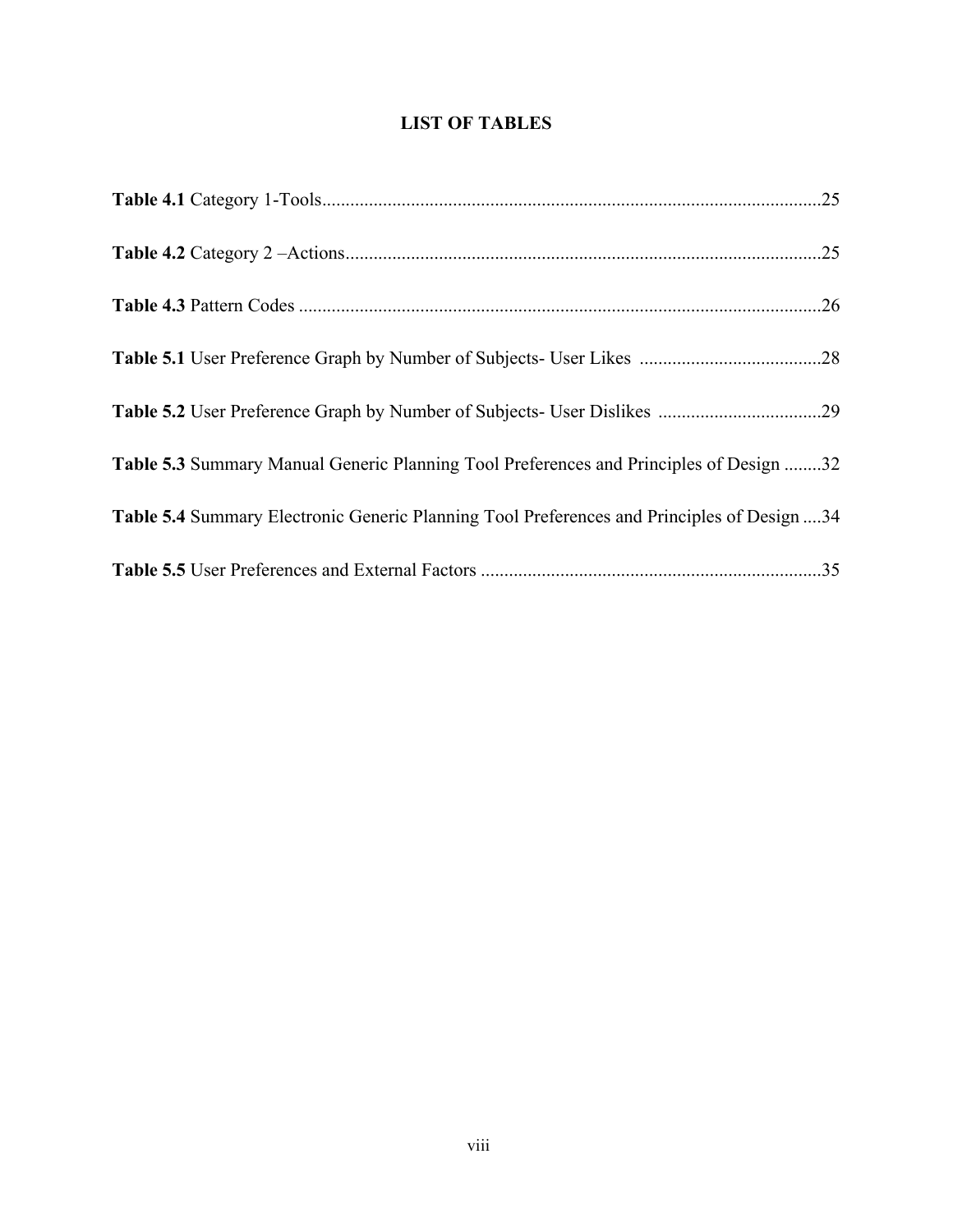# LIST OF TABLES

**Table 4.1** Category 1-Tools..........................................................................................................25

**Table 4.2** Category 2 –Actions.....................................................................................................25

**Table 4.3** Pattern Codes ..............................................................................................................26

**Table 5.1** User Preference Graph by Number of Subjects- User Likes ......................................28

**Table 5.2** User Preference Graph by Number of Subjects- User Dislikes ..................................29

**Table 5.3** Summary Manual Generic Planning Tool Preferences and Principles of Design ........32

**Table 5.4** Summary Electronic Generic Planning Tool Preferences and Principles of Design ....34

**Table 5.5** User Preferences and External Factors ........................................................................35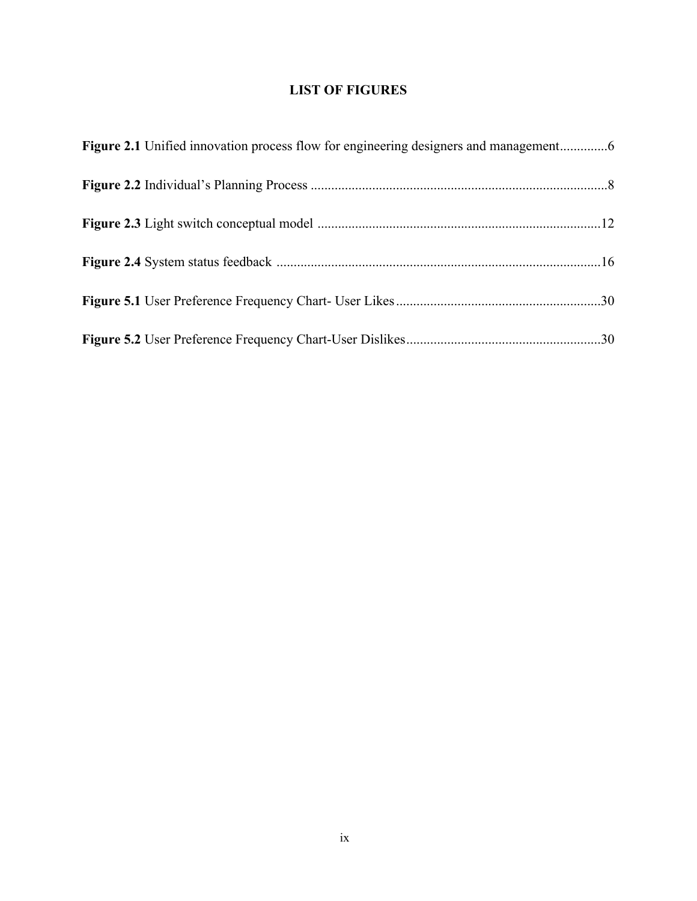# LIST OF FIGURES

**Figure 2.1** Unified innovation process flow for engineering designers and management..............6

**Figure 2.2** Individual's Planning Process .......................................................................................8

**Figure 2.3** Light switch conceptual model ...................................................................................12

**Figure 2.4** System status feedback ..............................................................................................16

**Figure 5.1** User Preference Frequency Chart- User Likes............................................................30

**Figure 5.2** User Preference Frequency Chart-User Dislikes.........................................................30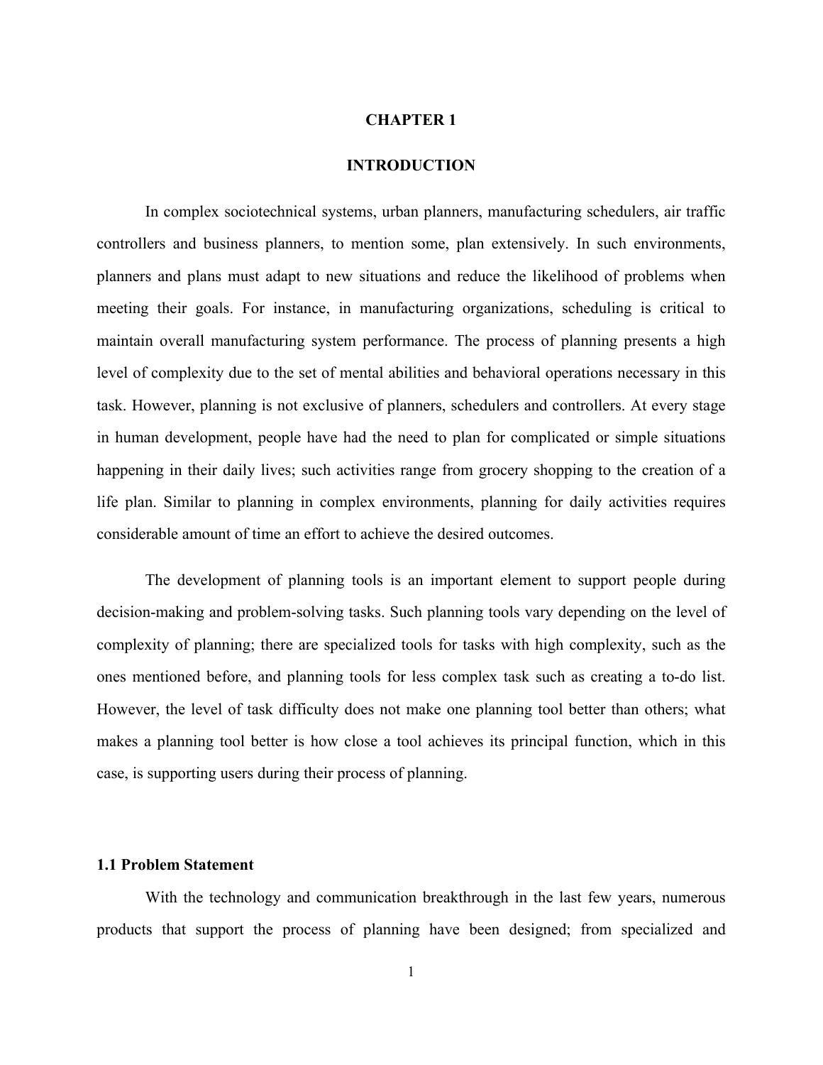# CHAPTER 1

# INTRODUCTION

In complex sociotechnical systems, urban planners, manufacturing schedulers, air traffic controllers and business planners, to mention some, plan extensively. In such environments, planners and plans must adapt to new situations and reduce the likelihood of problems when meeting their goals. For instance, in manufacturing organizations, scheduling is critical to maintain overall manufacturing system performance. The process of planning presents a high level of complexity due to the set of mental abilities and behavioral operations necessary in this task. However, planning is not exclusive of planners, schedulers and controllers. At every stage in human development, people have had the need to plan for complicated or simple situations happening in their daily lives; such activities range from grocery shopping to the creation of a life plan. Similar to planning in complex environments, planning for daily activities requires considerable amount of time an effort to achieve the desired outcomes.

The development of planning tools is an important element to support people during decision-making and problem-solving tasks. Such planning tools vary depending on the level of complexity of planning; there are specialized tools for tasks with high complexity, such as the ones mentioned before, and planning tools for less complex task such as creating a to-do list. However, the level of task difficulty does not make one planning tool better than others; what makes a planning tool better is how close a tool achieves its principal function, which in this case, is supporting users during their process of planning.

## 1.1 Problem Statement

With the technology and communication breakthrough in the last few years, numerous products that support the process of planning have been designed; from specialized and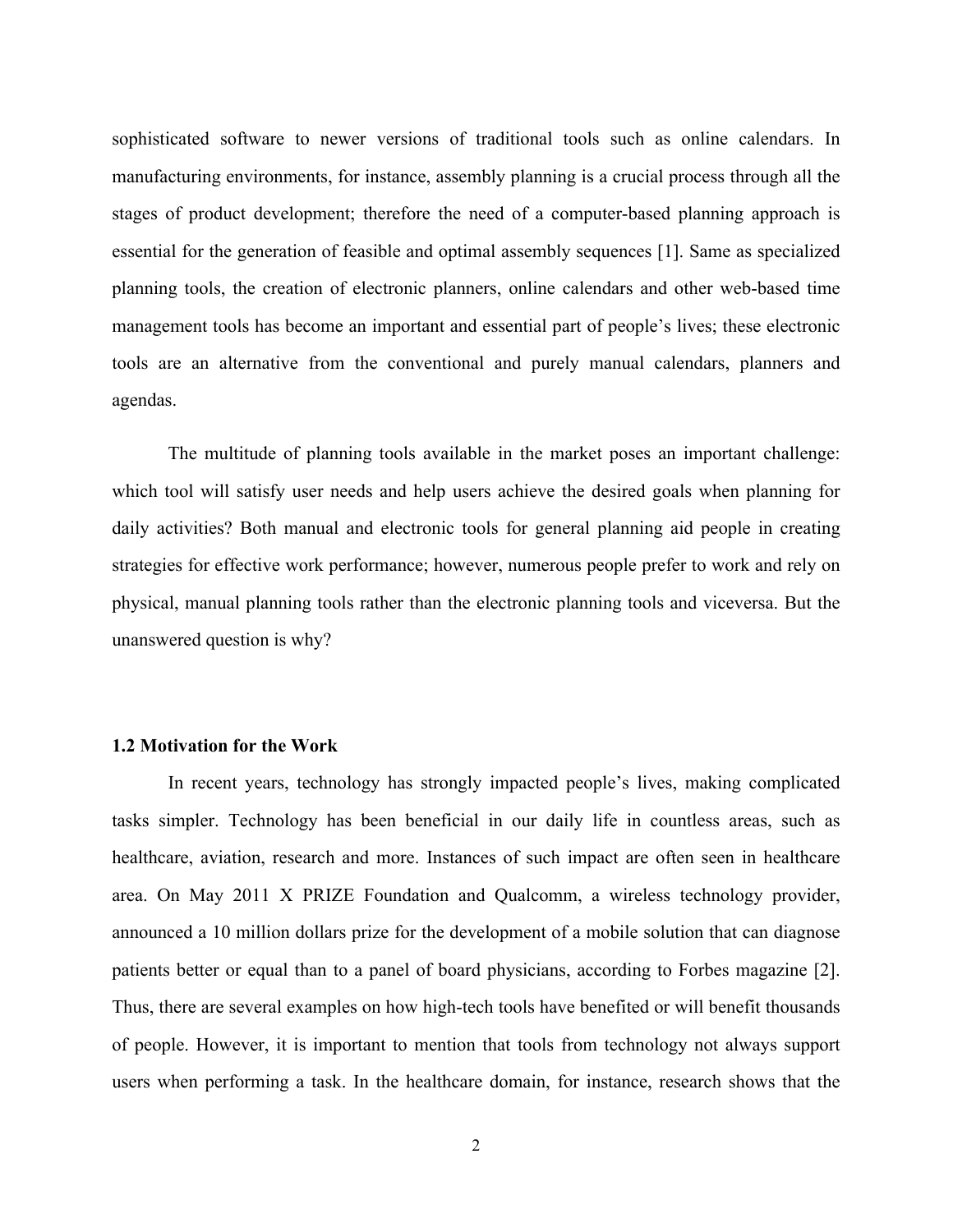sophisticated software to newer versions of traditional tools such as online calendars. In manufacturing environments, for instance, assembly planning is a crucial process through all the stages of product development; therefore the need of a computer-based planning approach is essential for the generation of feasible and optimal assembly sequences [1]. Same as specialized planning tools, the creation of electronic planners, online calendars and other web-based time management tools has become an important and essential part of people's lives; these electronic tools are an alternative from the conventional and purely manual calendars, planners and agendas.

The multitude of planning tools available in the market poses an important challenge: which tool will satisfy user needs and help users achieve the desired goals when planning for daily activities? Both manual and electronic tools for general planning aid people in creating strategies for effective work performance; however, numerous people prefer to work and rely on physical, manual planning tools rather than the electronic planning tools and viceversa. But the unanswered question is why?

### 1.2 Motivation for the Work

In recent years, technology has strongly impacted people's lives, making complicated tasks simpler. Technology has been beneficial in our daily life in countless areas, such as healthcare, aviation, research and more. Instances of such impact are often seen in healthcare area. On May 2011 X PRIZE Foundation and Qualcomm, a wireless technology provider, announced a 10 million dollars prize for the development of a mobile solution that can diagnose patients better or equal than to a panel of board physicians, according to Forbes magazine [2]. Thus, there are several examples on how high-tech tools have benefited or will benefit thousands of people. However, it is important to mention that tools from technology not always support users when performing a task. In the healthcare domain, for instance, research shows that the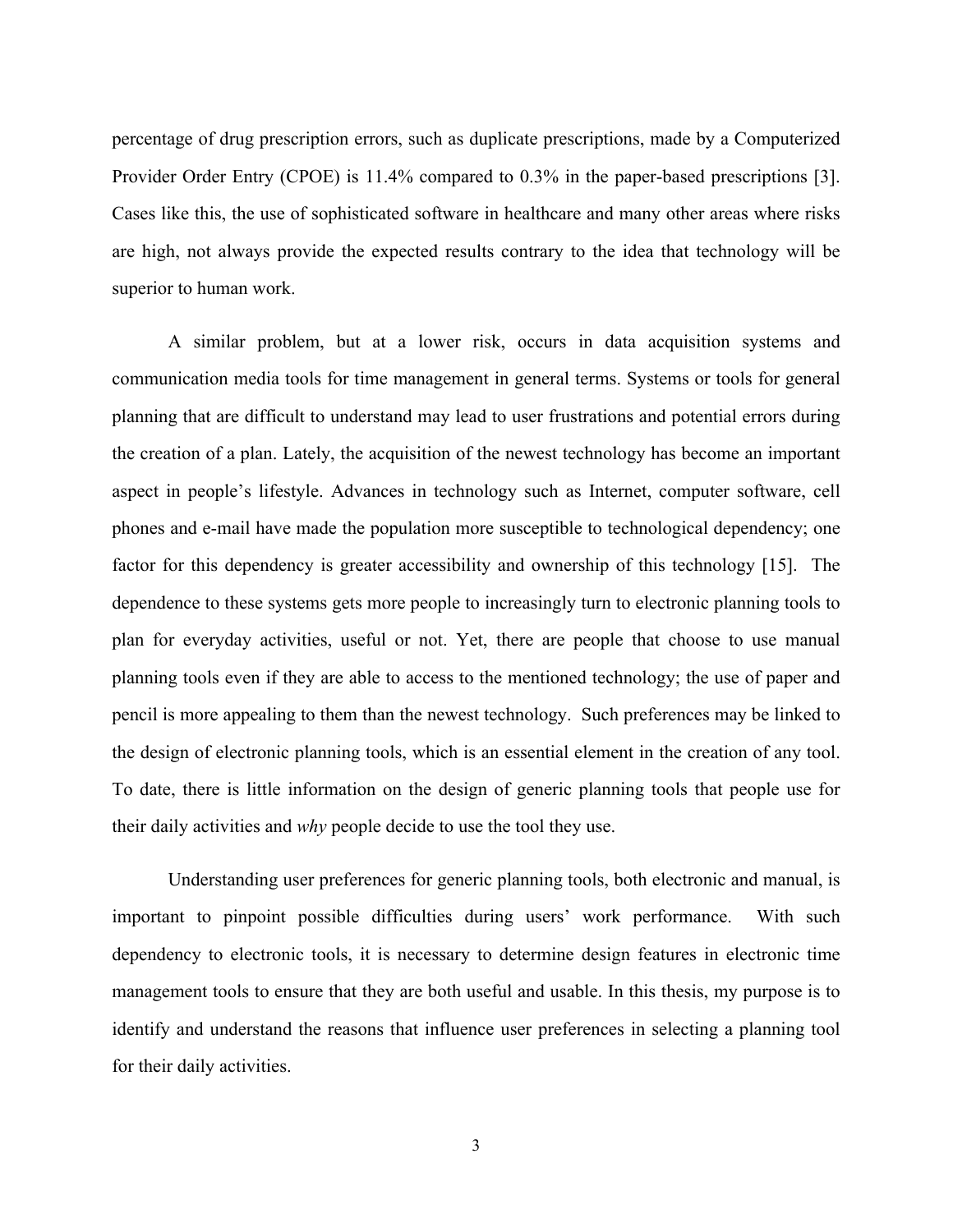percentage of drug prescription errors, such as duplicate prescriptions, made by a Computerized Provider Order Entry (CPOE) is 11.4% compared to 0.3% in the paper-based prescriptions [3]. Cases like this, the use of sophisticated software in healthcare and many other areas where risks are high, not always provide the expected results contrary to the idea that technology will be superior to human work.

A similar problem, but at a lower risk, occurs in data acquisition systems and communication media tools for time management in general terms. Systems or tools for general planning that are difficult to understand may lead to user frustrations and potential errors during the creation of a plan. Lately, the acquisition of the newest technology has become an important aspect in people's lifestyle. Advances in technology such as Internet, computer software, cell phones and e-mail have made the population more susceptible to technological dependency; one factor for this dependency is greater accessibility and ownership of this technology [15]. The dependence to these systems gets more people to increasingly turn to electronic planning tools to plan for everyday activities, useful or not. Yet, there are people that choose to use manual planning tools even if they are able to access to the mentioned technology; the use of paper and pencil is more appealing to them than the newest technology. Such preferences may be linked to the design of electronic planning tools, which is an essential element in the creation of any tool. To date, there is little information on the design of generic planning tools that people use for their daily activities and *why* people decide to use the tool they use.

Understanding user preferences for generic planning tools, both electronic and manual, is important to pinpoint possible difficulties during users' work performance. With such dependency to electronic tools, it is necessary to determine design features in electronic time management tools to ensure that they are both useful and usable. In this thesis, my purpose is to identify and understand the reasons that influence user preferences in selecting a planning tool for their daily activities.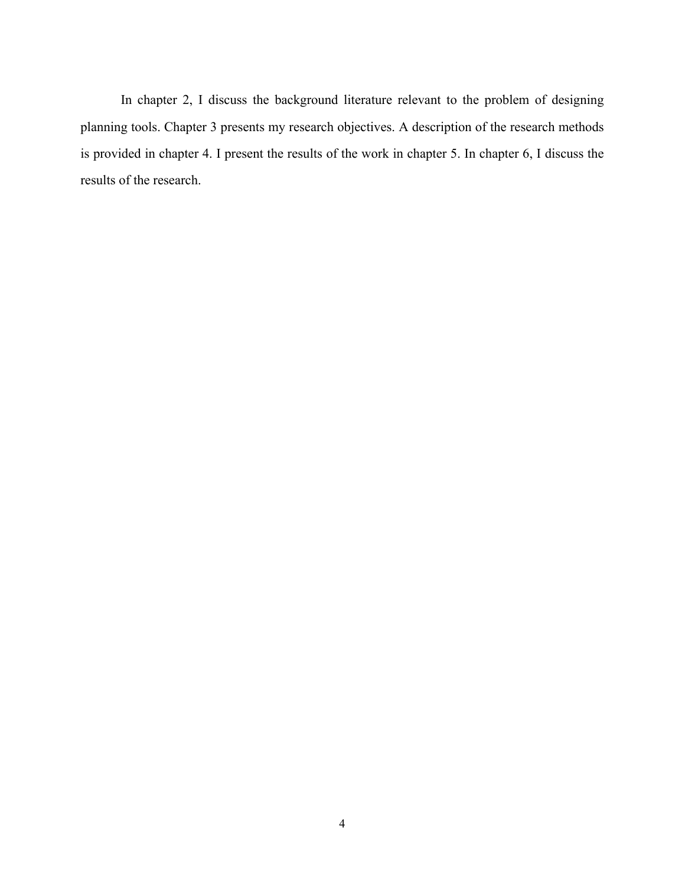In chapter 2, I discuss the background literature relevant to the problem of designing planning tools. Chapter 3 presents my research objectives. A description of the research methods is provided in chapter 4. I present the results of the work in chapter 5. In chapter 6, I discuss the results of the research.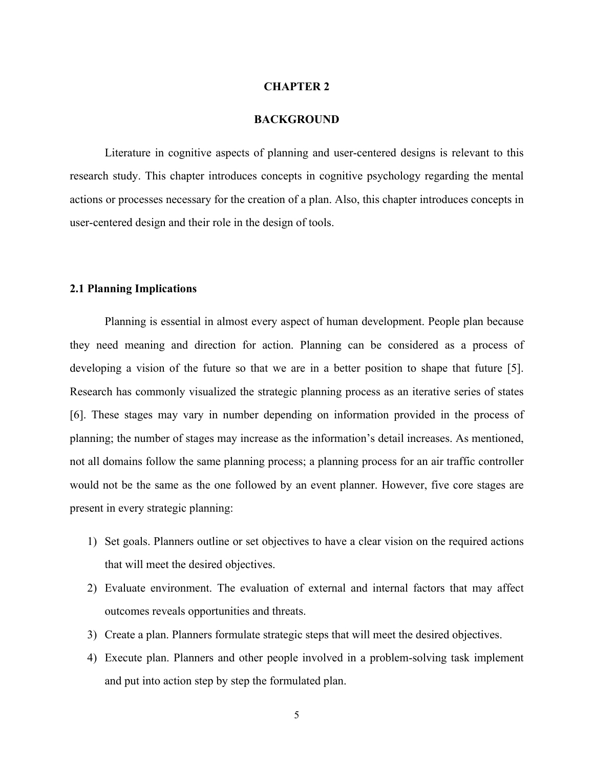# CHAPTER 2

# BACKGROUND

Literature in cognitive aspects of planning and user-centered designs is relevant to this research study. This chapter introduces concepts in cognitive psychology regarding the mental actions or processes necessary for the creation of a plan. Also, this chapter introduces concepts in user-centered design and their role in the design of tools.

## 2.1 Planning Implications

Planning is essential in almost every aspect of human development. People plan because they need meaning and direction for action. Planning can be considered as a process of developing a vision of the future so that we are in a better position to shape that future [5]. Research has commonly visualized the strategic planning process as an iterative series of states [6]. These stages may vary in number depending on information provided in the process of planning; the number of stages may increase as the information's detail increases. As mentioned, not all domains follow the same planning process; a planning process for an air traffic controller would not be the same as the one followed by an event planner. However, five core stages are present in every strategic planning:

1) Set goals. Planners outline or set objectives to have a clear vision on the required actions that will meet the desired objectives.
2) Evaluate environment. The evaluation of external and internal factors that may affect outcomes reveals opportunities and threats.
3) Create a plan. Planners formulate strategic steps that will meet the desired objectives.
4) Execute plan. Planners and other people involved in a problem-solving task implement and put into action step by step the formulated plan.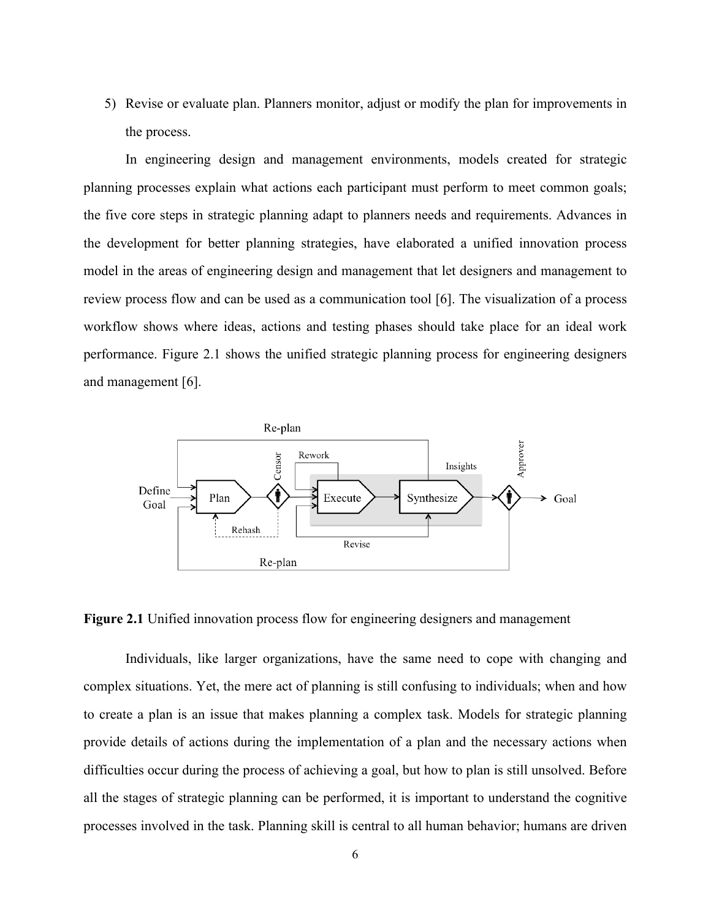5) Revise or evaluate plan. Planners monitor, adjust or modify the plan for improvements in the process.

In engineering design and management environments, models created for strategic planning processes explain what actions each participant must perform to meet common goals; the five core steps in strategic planning adapt to planners needs and requirements. Advances in the development for better planning strategies, have elaborated a unified innovation process model in the areas of engineering design and management that let designers and management to review process flow and can be used as a communication tool [6]. The visualization of a process workflow shows where ideas, actions and testing phases should take place for an ideal work performance. Figure 2.1 shows the unified strategic planning process for engineering designers and management [6].

**Figure 2.1** Unified innovation process flow for engineering designers and management

Individuals, like larger organizations, have the same need to cope with changing and complex situations. Yet, the mere act of planning is still confusing to individuals; when and how to create a plan is an issue that makes planning a complex task. Models for strategic planning provide details of actions during the implementation of a plan and the necessary actions when difficulties occur during the process of achieving a goal, but how to plan is still unsolved. Before all the stages of strategic planning can be performed, it is important to understand the cognitive processes involved in the task. Planning skill is central to all human behavior; humans are driven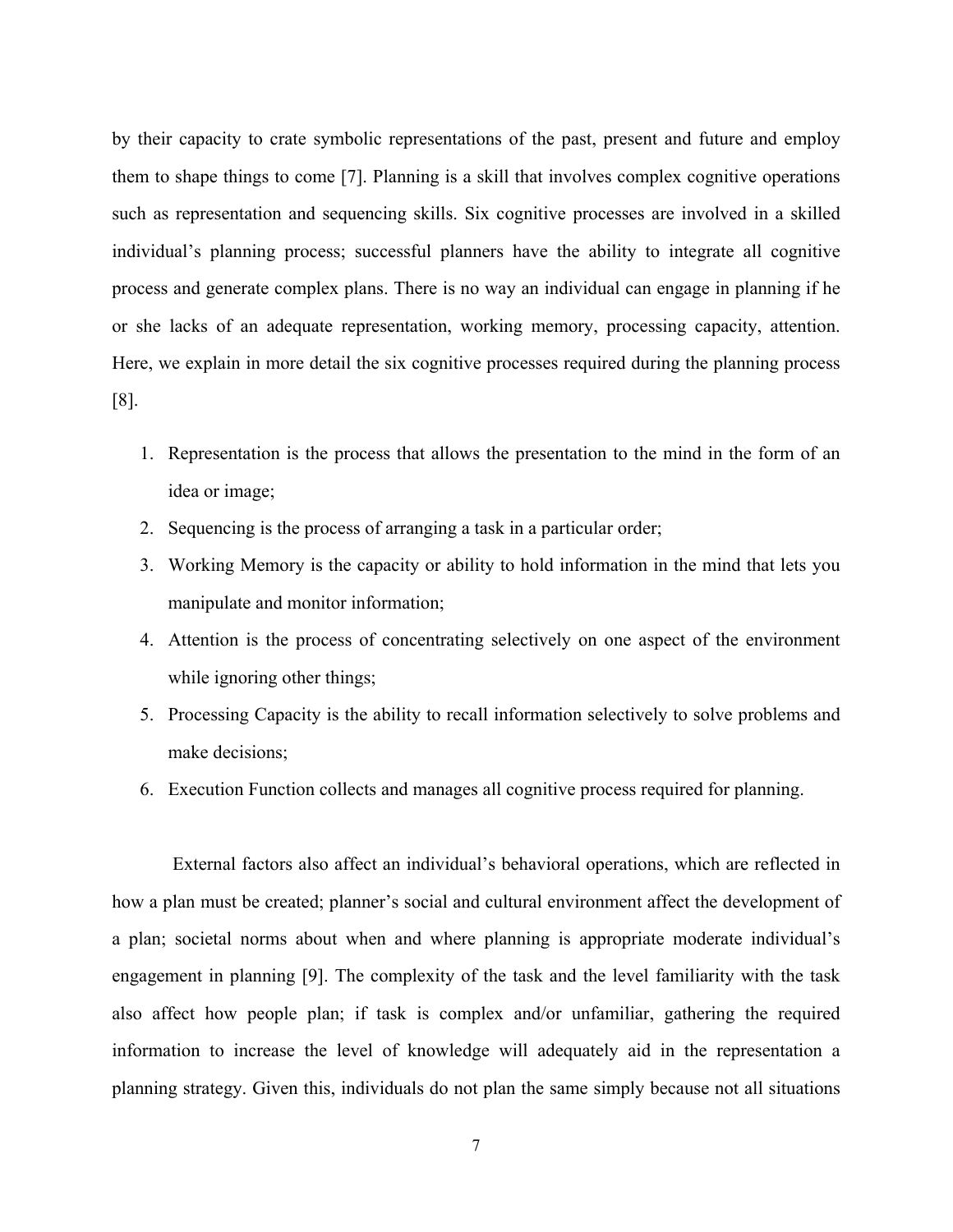by their capacity to crate symbolic representations of the past, present and future and employ them to shape things to come [7]. Planning is a skill that involves complex cognitive operations such as representation and sequencing skills. Six cognitive processes are involved in a skilled individual's planning process; successful planners have the ability to integrate all cognitive process and generate complex plans. There is no way an individual can engage in planning if he or she lacks of an adequate representation, working memory, processing capacity, attention. Here, we explain in more detail the six cognitive processes required during the planning process [8].

1. Representation is the process that allows the presentation to the mind in the form of an idea or image;
2. Sequencing is the process of arranging a task in a particular order;
3. Working Memory is the capacity or ability to hold information in the mind that lets you manipulate and monitor information;
4. Attention is the process of concentrating selectively on one aspect of the environment while ignoring other things;
5. Processing Capacity is the ability to recall information selectively to solve problems and make decisions;
6. Execution Function collects and manages all cognitive process required for planning.

External factors also affect an individual's behavioral operations, which are reflected in how a plan must be created; planner's social and cultural environment affect the development of a plan; societal norms about when and where planning is appropriate moderate individual's engagement in planning [9]. The complexity of the task and the level familiarity with the task also affect how people plan; if task is complex and/or unfamiliar, gathering the required information to increase the level of knowledge will adequately aid in the representation a planning strategy. Given this, individuals do not plan the same simply because not all situations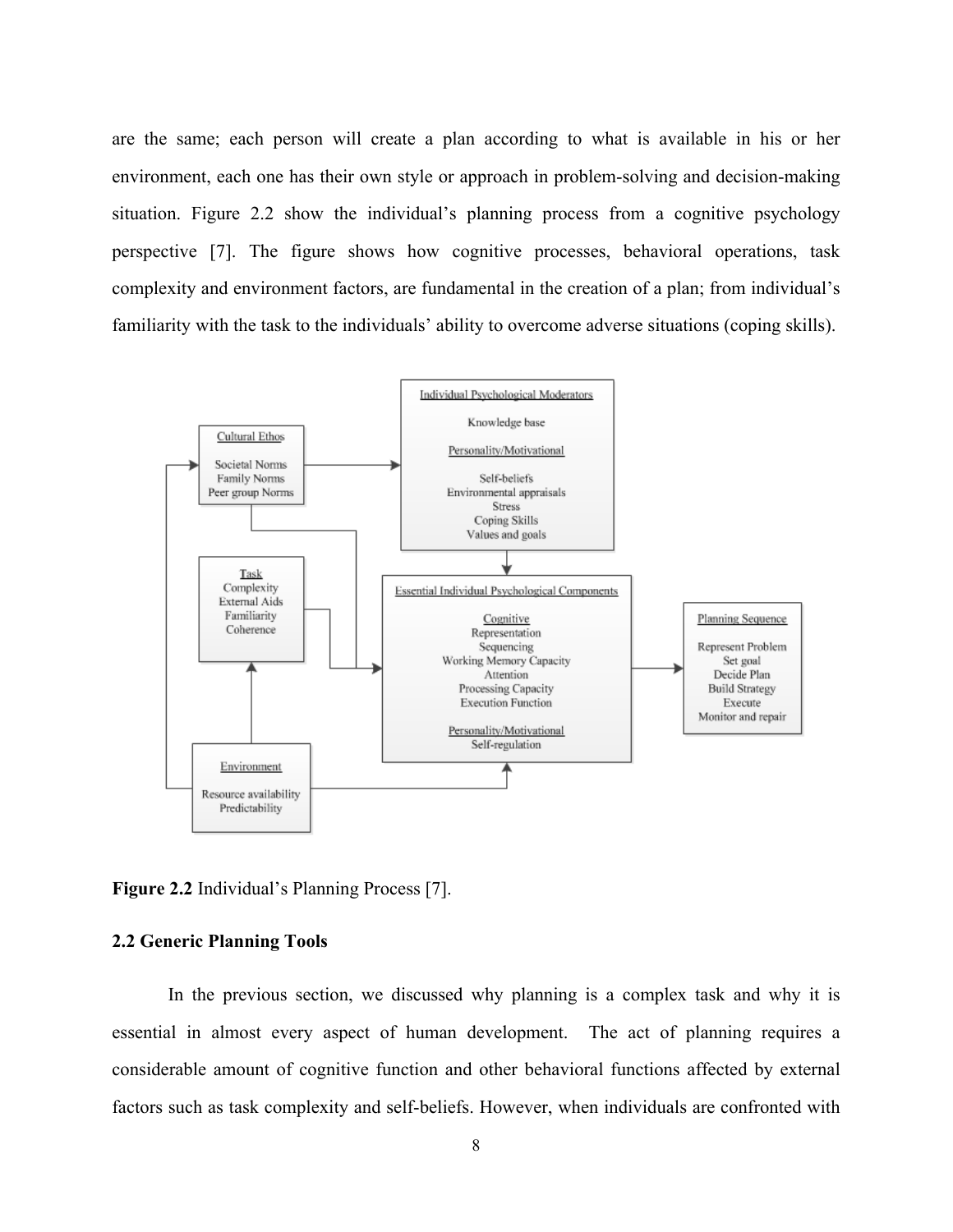are the same; each person will create a plan according to what is available in his or her environment, each one has their own style or approach in problem-solving and decision-making situation. Figure 2.2 show the individual's planning process from a cognitive psychology perspective [7]. The figure shows how cognitive processes, behavioral operations, task complexity and environment factors, are fundamental in the creation of a plan; from individual's familiarity with the task to the individuals' ability to overcome adverse situations (coping skills).

**Figure 2.2** Individual's Planning Process [7].

## 2.2 Generic Planning Tools

In the previous section, we discussed why planning is a complex task and why it is essential in almost every aspect of human development. The act of planning requires a considerable amount of cognitive function and other behavioral functions affected by external factors such as task complexity and self-beliefs. However, when individuals are confronted with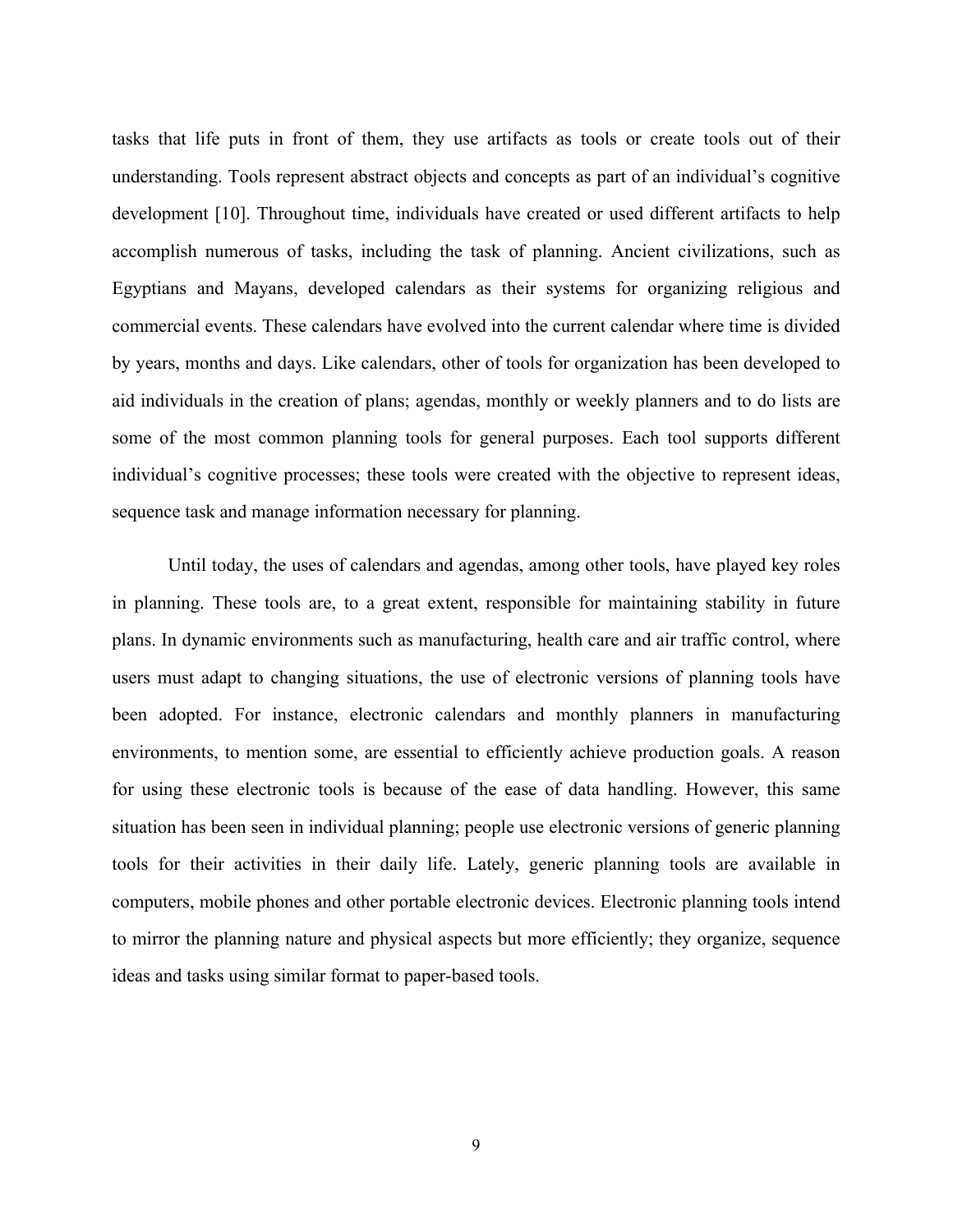tasks that life puts in front of them, they use artifacts as tools or create tools out of their understanding. Tools represent abstract objects and concepts as part of an individual's cognitive development [10]. Throughout time, individuals have created or used different artifacts to help accomplish numerous of tasks, including the task of planning. Ancient civilizations, such as Egyptians and Mayans, developed calendars as their systems for organizing religious and commercial events. These calendars have evolved into the current calendar where time is divided by years, months and days. Like calendars, other of tools for organization has been developed to aid individuals in the creation of plans; agendas, monthly or weekly planners and to do lists are some of the most common planning tools for general purposes. Each tool supports different individual's cognitive processes; these tools were created with the objective to represent ideas, sequence task and manage information necessary for planning.

Until today, the uses of calendars and agendas, among other tools, have played key roles in planning. These tools are, to a great extent, responsible for maintaining stability in future plans. In dynamic environments such as manufacturing, health care and air traffic control, where users must adapt to changing situations, the use of electronic versions of planning tools have been adopted. For instance, electronic calendars and monthly planners in manufacturing environments, to mention some, are essential to efficiently achieve production goals. A reason for using these electronic tools is because of the ease of data handling. However, this same situation has been seen in individual planning; people use electronic versions of generic planning tools for their activities in their daily life. Lately, generic planning tools are available in computers, mobile phones and other portable electronic devices. Electronic planning tools intend to mirror the planning nature and physical aspects but more efficiently; they organize, sequence ideas and tasks using similar format to paper-based tools.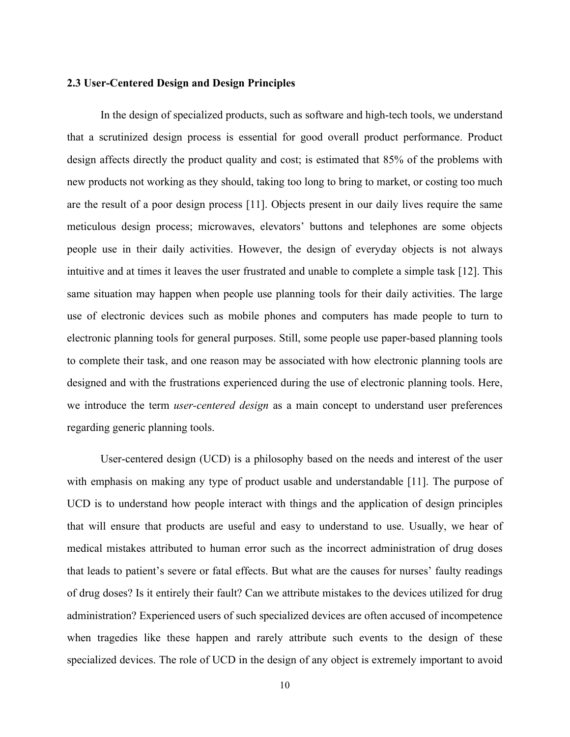### 2.3 User-Centered Design and Design Principles

In the design of specialized products, such as software and high-tech tools, we understand that a scrutinized design process is essential for good overall product performance. Product design affects directly the product quality and cost; is estimated that 85% of the problems with new products not working as they should, taking too long to bring to market, or costing too much are the result of a poor design process [11]. Objects present in our daily lives require the same meticulous design process; microwaves, elevators' buttons and telephones are some objects people use in their daily activities. However, the design of everyday objects is not always intuitive and at times it leaves the user frustrated and unable to complete a simple task [12]. This same situation may happen when people use planning tools for their daily activities. The large use of electronic devices such as mobile phones and computers has made people to turn to electronic planning tools for general purposes. Still, some people use paper-based planning tools to complete their task, and one reason may be associated with how electronic planning tools are designed and with the frustrations experienced during the use of electronic planning tools. Here, we introduce the term *user-centered design* as a main concept to understand user preferences regarding generic planning tools.

User-centered design (UCD) is a philosophy based on the needs and interest of the user with emphasis on making any type of product usable and understandable [11]. The purpose of UCD is to understand how people interact with things and the application of design principles that will ensure that products are useful and easy to understand to use. Usually, we hear of medical mistakes attributed to human error such as the incorrect administration of drug doses that leads to patient's severe or fatal effects. But what are the causes for nurses' faulty readings of drug doses? Is it entirely their fault? Can we attribute mistakes to the devices utilized for drug administration? Experienced users of such specialized devices are often accused of incompetence when tragedies like these happen and rarely attribute such events to the design of these specialized devices. The role of UCD in the design of any object is extremely important to avoid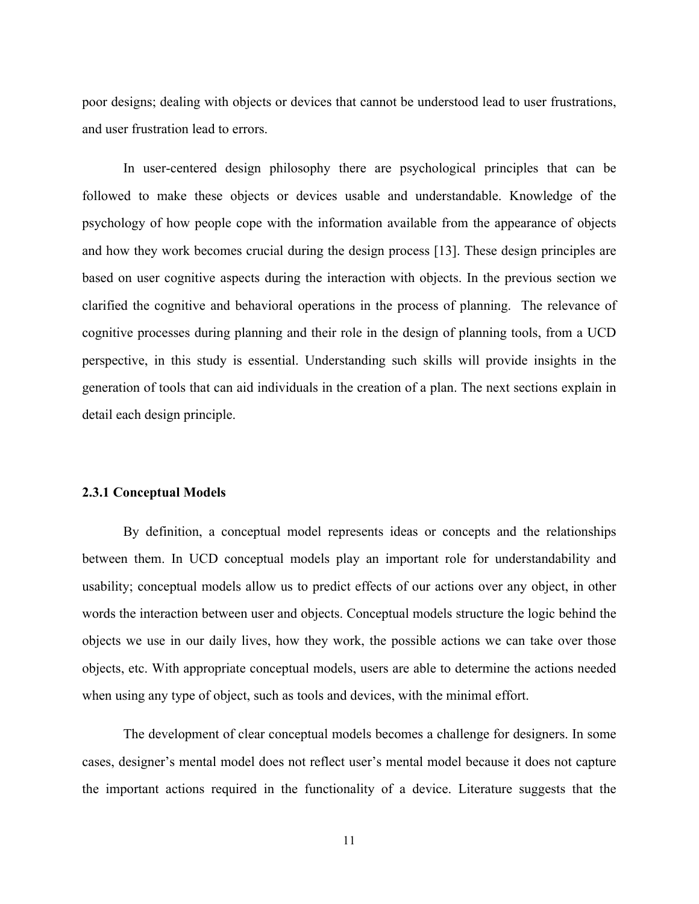poor designs; dealing with objects or devices that cannot be understood lead to user frustrations, and user frustration lead to errors.

In user-centered design philosophy there are psychological principles that can be followed to make these objects or devices usable and understandable. Knowledge of the psychology of how people cope with the information available from the appearance of objects and how they work becomes crucial during the design process [13]. These design principles are based on user cognitive aspects during the interaction with objects. In the previous section we clarified the cognitive and behavioral operations in the process of planning. The relevance of cognitive processes during planning and their role in the design of planning tools, from a UCD perspective, in this study is essential. Understanding such skills will provide insights in the generation of tools that can aid individuals in the creation of a plan. The next sections explain in detail each design principle.

### 2.3.1 Conceptual Models

By definition, a conceptual model represents ideas or concepts and the relationships between them. In UCD conceptual models play an important role for understandability and usability; conceptual models allow us to predict effects of our actions over any object, in other words the interaction between user and objects. Conceptual models structure the logic behind the objects we use in our daily lives, how they work, the possible actions we can take over those objects, etc. With appropriate conceptual models, users are able to determine the actions needed when using any type of object, such as tools and devices, with the minimal effort.

The development of clear conceptual models becomes a challenge for designers. In some cases, designer's mental model does not reflect user's mental model because it does not capture the important actions required in the functionality of a device. Literature suggests that the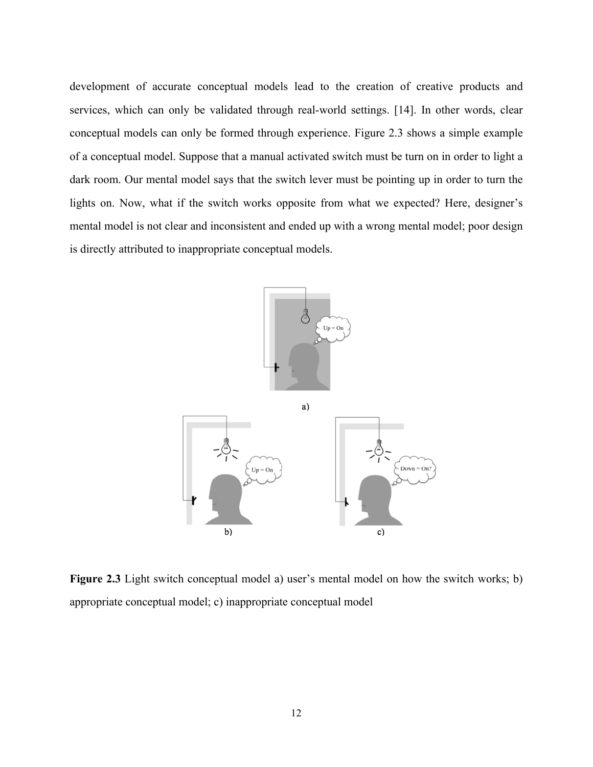development of accurate conceptual models lead to the creation of creative products and services, which can only be validated through real-world settings. [14]. In other words, clear conceptual models can only be formed through experience. Figure 2.3 shows a simple example of a conceptual model. Suppose that a manual activated switch must be turn on in order to light a dark room. Our mental model says that the switch lever must be pointing up in order to turn the lights on. Now, what if the switch works opposite from what we expected? Here, designer's mental model is not clear and inconsistent and ended up with a wrong mental model; poor design is directly attributed to inappropriate conceptual models.

**Figure 2.3** Light switch conceptual model a) user's mental model on how the switch works; b) appropriate conceptual model; c) inappropriate conceptual model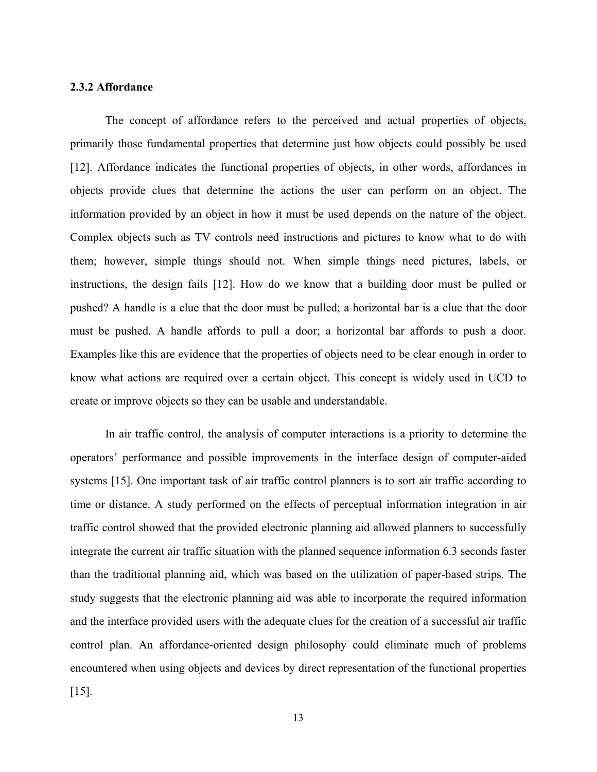### 2.3.2 Affordance

The concept of affordance refers to the perceived and actual properties of objects, primarily those fundamental properties that determine just how objects could possibly be used [12]. Affordance indicates the functional properties of objects, in other words, affordances in objects provide clues that determine the actions the user can perform on an object. The information provided by an object in how it must be used depends on the nature of the object. Complex objects such as TV controls need instructions and pictures to know what to do with them; however, simple things should not. When simple things need pictures, labels, or instructions, the design fails [12]. How do we know that a building door must be pulled or pushed? A handle is a clue that the door must be pulled; a horizontal bar is a clue that the door must be pushed. A handle affords to pull a door; a horizontal bar affords to push a door. Examples like this are evidence that the properties of objects need to be clear enough in order to know what actions are required over a certain object. This concept is widely used in UCD to create or improve objects so they can be usable and understandable.

In air traffic control, the analysis of computer interactions is a priority to determine the operators' performance and possible improvements in the interface design of computer-aided systems [15]. One important task of air traffic control planners is to sort air traffic according to time or distance. A study performed on the effects of perceptual information integration in air traffic control showed that the provided electronic planning aid allowed planners to successfully integrate the current air traffic situation with the planned sequence information 6.3 seconds faster than the traditional planning aid, which was based on the utilization of paper-based strips. The study suggests that the electronic planning aid was able to incorporate the required information and the interface provided users with the adequate clues for the creation of a successful air traffic control plan. An affordance-oriented design philosophy could eliminate much of problems encountered when using objects and devices by direct representation of the functional properties [15].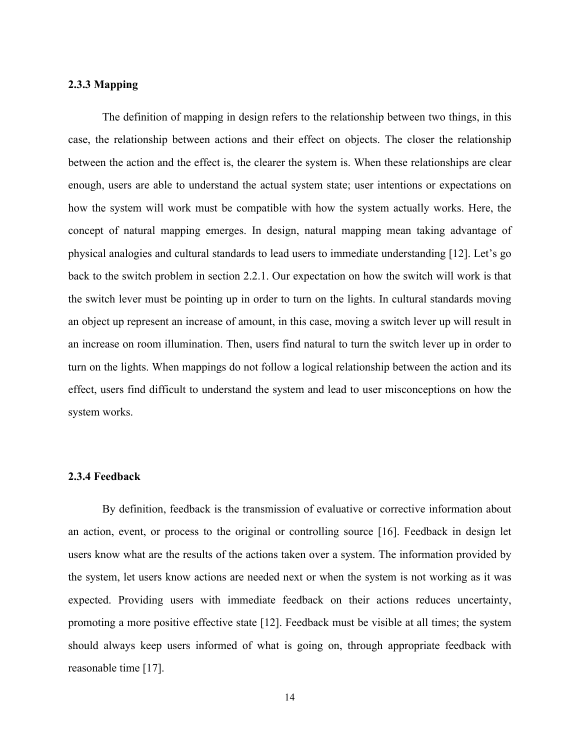### 2.3.3 Mapping

The definition of mapping in design refers to the relationship between two things, in this case, the relationship between actions and their effect on objects. The closer the relationship between the action and the effect is, the clearer the system is. When these relationships are clear enough, users are able to understand the actual system state; user intentions or expectations on how the system will work must be compatible with how the system actually works. Here, the concept of natural mapping emerges. In design, natural mapping mean taking advantage of physical analogies and cultural standards to lead users to immediate understanding [12]. Let's go back to the switch problem in section 2.2.1. Our expectation on how the switch will work is that the switch lever must be pointing up in order to turn on the lights. In cultural standards moving an object up represent an increase of amount, in this case, moving a switch lever up will result in an increase on room illumination. Then, users find natural to turn the switch lever up in order to turn on the lights. When mappings do not follow a logical relationship between the action and its effect, users find difficult to understand the system and lead to user misconceptions on how the system works.

### 2.3.4 Feedback

By definition, feedback is the transmission of evaluative or corrective information about an action, event, or process to the original or controlling source [16]. Feedback in design let users know what are the results of the actions taken over a system. The information provided by the system, let users know actions are needed next or when the system is not working as it was expected. Providing users with immediate feedback on their actions reduces uncertainty, promoting a more positive effective state [12]. Feedback must be visible at all times; the system should always keep users informed of what is going on, through appropriate feedback with reasonable time [17].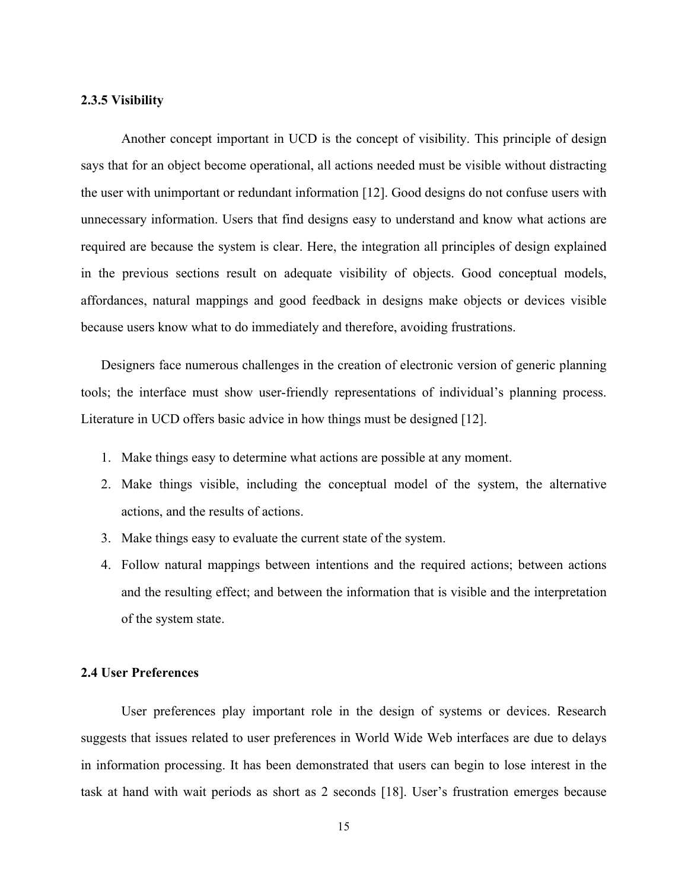### 2.3.5 Visibility

Another concept important in UCD is the concept of visibility. This principle of design says that for an object become operational, all actions needed must be visible without distracting the user with unimportant or redundant information [12]. Good designs do not confuse users with unnecessary information. Users that find designs easy to understand and know what actions are required are because the system is clear. Here, the integration all principles of design explained in the previous sections result on adequate visibility of objects. Good conceptual models, affordances, natural mappings and good feedback in designs make objects or devices visible because users know what to do immediately and therefore, avoiding frustrations.

Designers face numerous challenges in the creation of electronic version of generic planning tools; the interface must show user-friendly representations of individual's planning process. Literature in UCD offers basic advice in how things must be designed [12].

1. Make things easy to determine what actions are possible at any moment.
2. Make things visible, including the conceptual model of the system, the alternative actions, and the results of actions.
3. Make things easy to evaluate the current state of the system.
4. Follow natural mappings between intentions and the required actions; between actions and the resulting effect; and between the information that is visible and the interpretation of the system state.

## 2.4 User Preferences

User preferences play important role in the design of systems or devices. Research suggests that issues related to user preferences in World Wide Web interfaces are due to delays in information processing. It has been demonstrated that users can begin to lose interest in the task at hand with wait periods as short as 2 seconds [18]. User's frustration emerges because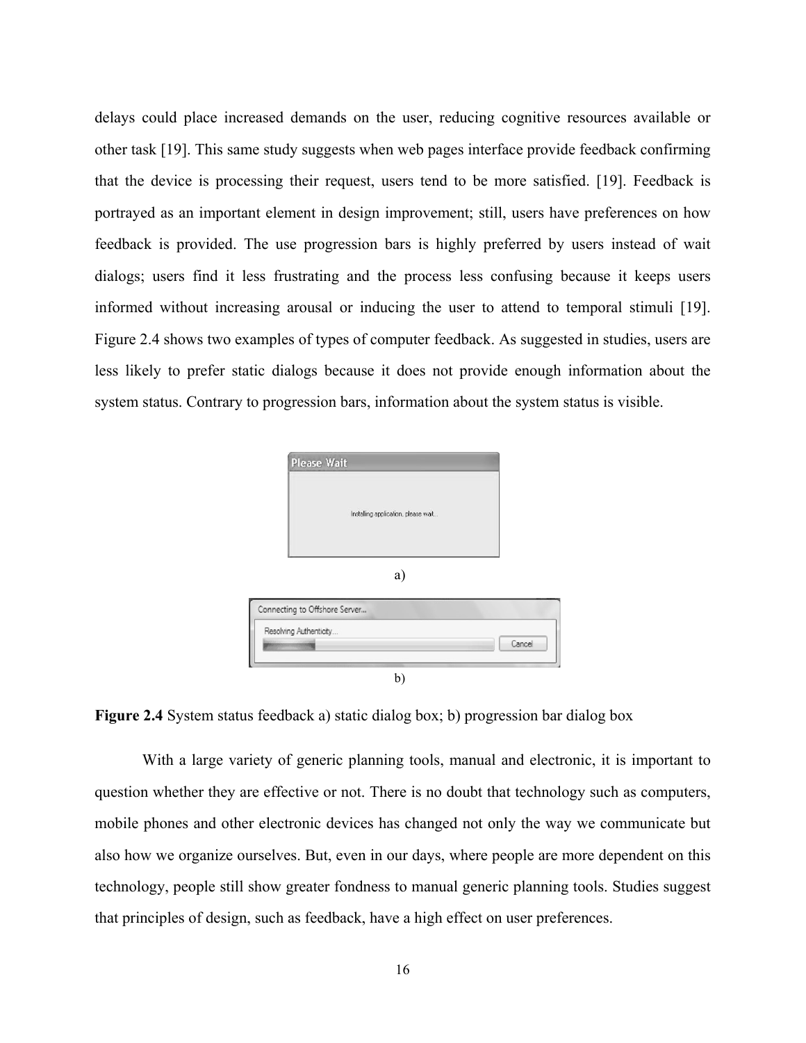delays could place increased demands on the user, reducing cognitive resources available or other task [19]. This same study suggests when web pages interface provide feedback confirming that the device is processing their request, users tend to be more satisfied. [19]. Feedback is portrayed as an important element in design improvement; still, users have preferences on how feedback is provided. The use progression bars is highly preferred by users instead of wait dialogs; users find it less frustrating and the process less confusing because it keeps users informed without increasing arousal or inducing the user to attend to temporal stimuli [19]. Figure 2.4 shows two examples of types of computer feedback. As suggested in studies, users are less likely to prefer static dialogs because it does not provide enough information about the system status. Contrary to progression bars, information about the system status is visible.

a)

b)

**Figure 2.4** System status feedback a) static dialog box; b) progression bar dialog box

With a large variety of generic planning tools, manual and electronic, it is important to question whether they are effective or not. There is no doubt that technology such as computers, mobile phones and other electronic devices has changed not only the way we communicate but also how we organize ourselves. But, even in our days, where people are more dependent on this technology, people still show greater fondness to manual generic planning tools. Studies suggest that principles of design, such as feedback, have a high effect on user preferences.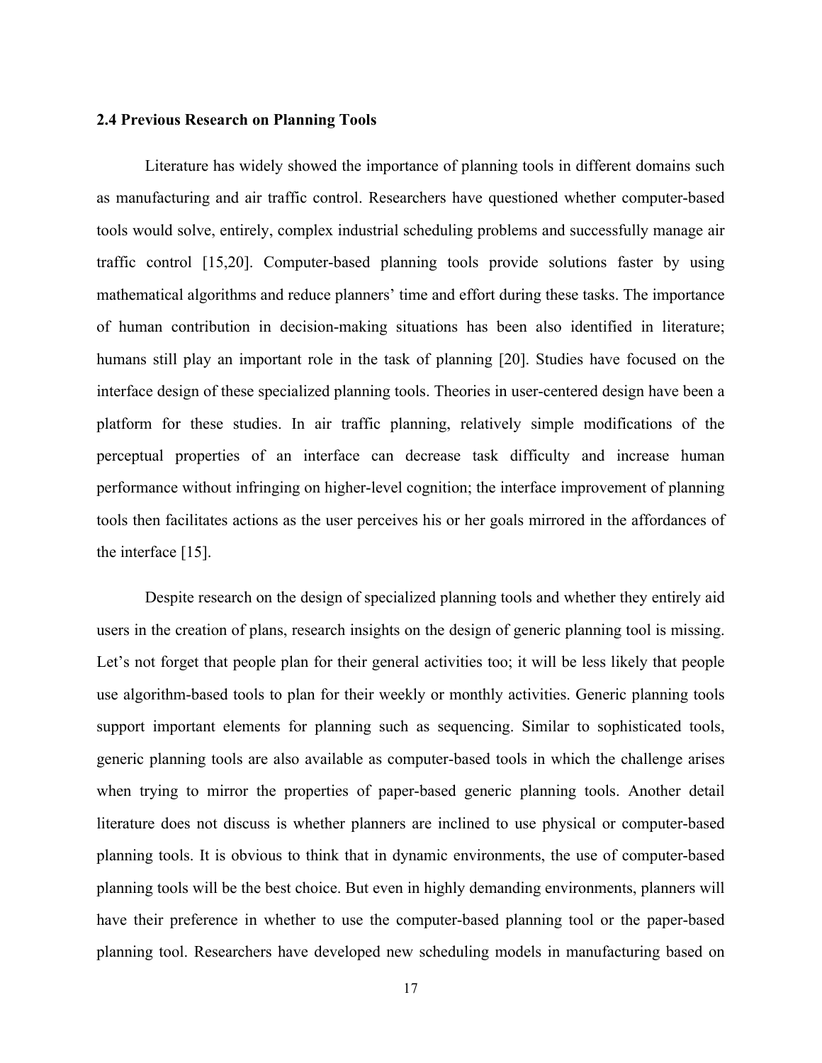### 2.4 Previous Research on Planning Tools

Literature has widely showed the importance of planning tools in different domains such as manufacturing and air traffic control. Researchers have questioned whether computer-based tools would solve, entirely, complex industrial scheduling problems and successfully manage air traffic control [15,20]. Computer-based planning tools provide solutions faster by using mathematical algorithms and reduce planners' time and effort during these tasks. The importance of human contribution in decision-making situations has been also identified in literature; humans still play an important role in the task of planning [20]. Studies have focused on the interface design of these specialized planning tools. Theories in user-centered design have been a platform for these studies. In air traffic planning, relatively simple modifications of the perceptual properties of an interface can decrease task difficulty and increase human performance without infringing on higher-level cognition; the interface improvement of planning tools then facilitates actions as the user perceives his or her goals mirrored in the affordances of the interface [15].

Despite research on the design of specialized planning tools and whether they entirely aid users in the creation of plans, research insights on the design of generic planning tool is missing. Let's not forget that people plan for their general activities too; it will be less likely that people use algorithm-based tools to plan for their weekly or monthly activities. Generic planning tools support important elements for planning such as sequencing. Similar to sophisticated tools, generic planning tools are also available as computer-based tools in which the challenge arises when trying to mirror the properties of paper-based generic planning tools. Another detail literature does not discuss is whether planners are inclined to use physical or computer-based planning tools. It is obvious to think that in dynamic environments, the use of computer-based planning tools will be the best choice. But even in highly demanding environments, planners will have their preference in whether to use the computer-based planning tool or the paper-based planning tool. Researchers have developed new scheduling models in manufacturing based on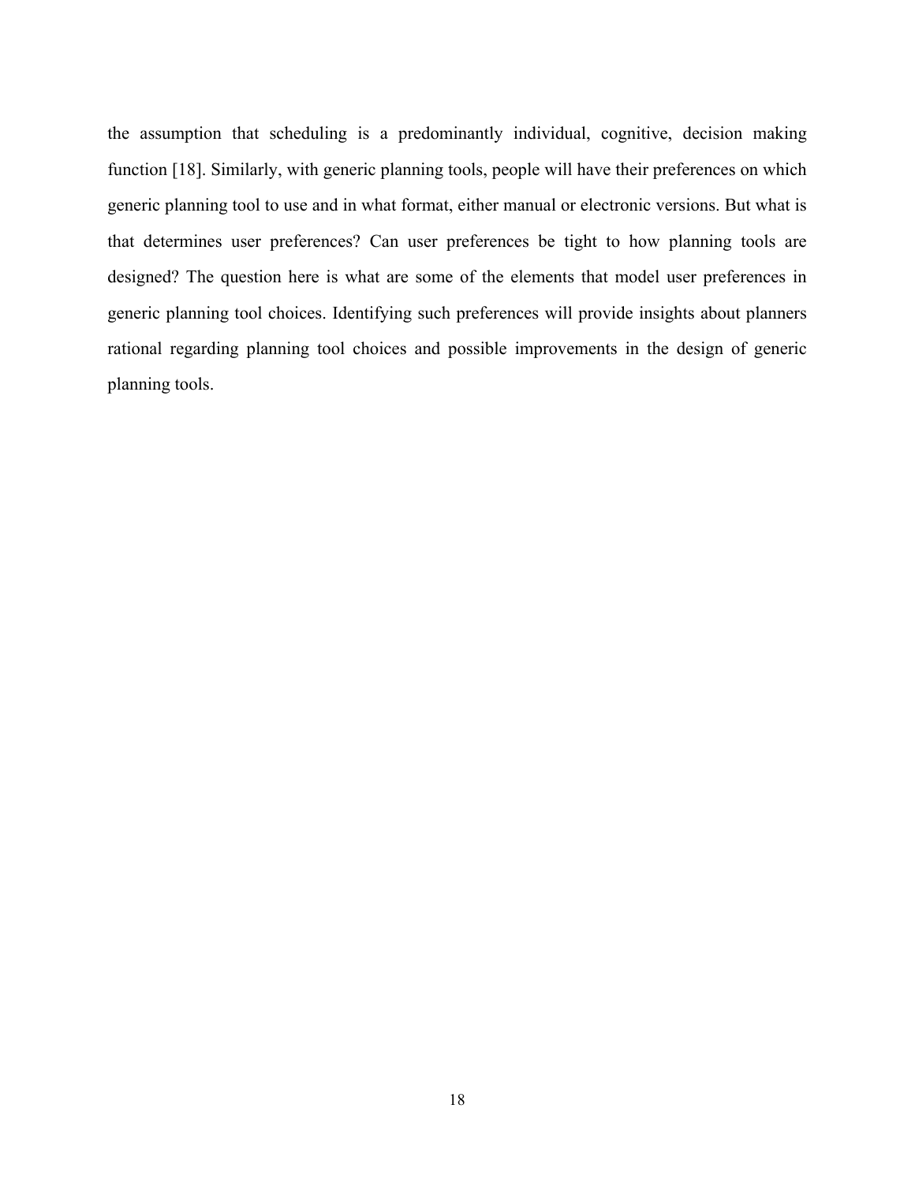the assumption that scheduling is a predominantly individual, cognitive, decision making function [18]. Similarly, with generic planning tools, people will have their preferences on which generic planning tool to use and in what format, either manual or electronic versions. But what is that determines user preferences? Can user preferences be tight to how planning tools are designed? The question here is what are some of the elements that model user preferences in generic planning tool choices. Identifying such preferences will provide insights about planners rational regarding planning tool choices and possible improvements in the design of generic planning tools.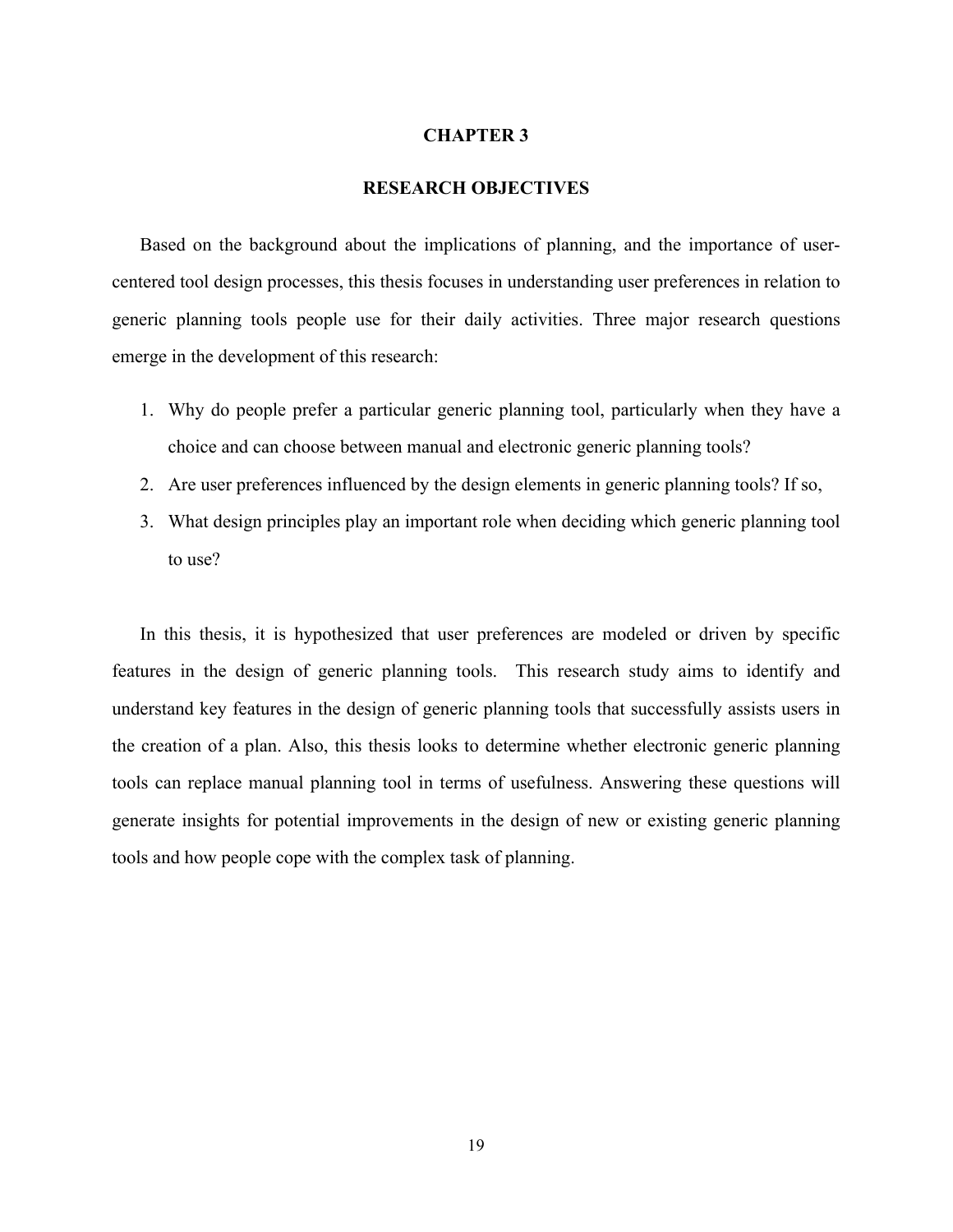# CHAPTER 3

## RESEARCH OBJECTIVES

Based on the background about the implications of planning, and the importance of user-centered tool design processes, this thesis focuses in understanding user preferences in relation to generic planning tools people use for their daily activities. Three major research questions emerge in the development of this research:

1. Why do people prefer a particular generic planning tool, particularly when they have a choice and can choose between manual and electronic generic planning tools?
2. Are user preferences influenced by the design elements in generic planning tools? If so,
3. What design principles play an important role when deciding which generic planning tool to use?

In this thesis, it is hypothesized that user preferences are modeled or driven by specific features in the design of generic planning tools. This research study aims to identify and understand key features in the design of generic planning tools that successfully assists users in the creation of a plan. Also, this thesis looks to determine whether electronic generic planning tools can replace manual planning tool in terms of usefulness. Answering these questions will generate insights for potential improvements in the design of new or existing generic planning tools and how people cope with the complex task of planning.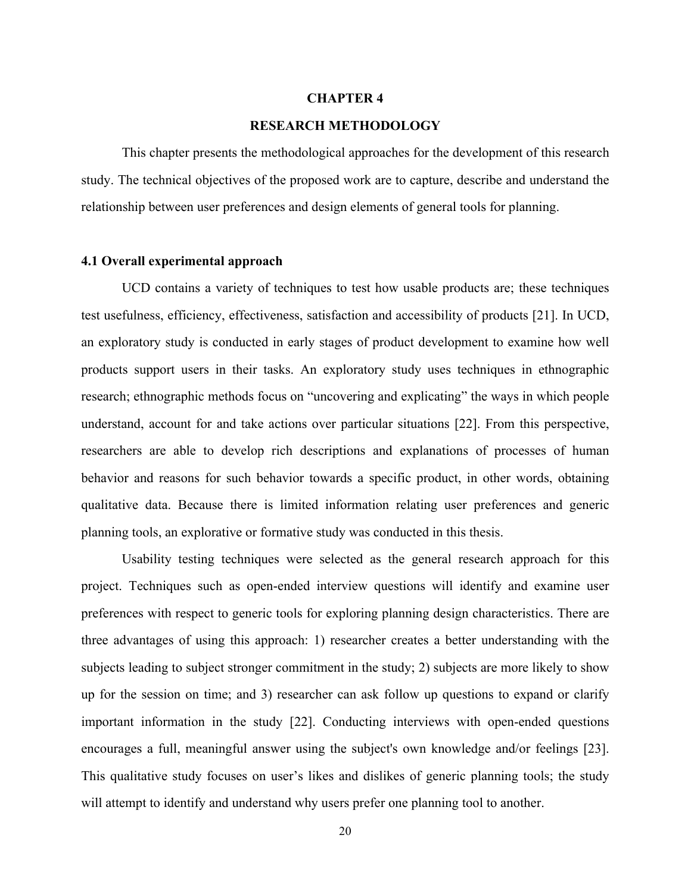# CHAPTER 4

# RESEARCH METHODOLOGY

This chapter presents the methodological approaches for the development of this research study. The technical objectives of the proposed work are to capture, describe and understand the relationship between user preferences and design elements of general tools for planning.

## 4.1 Overall experimental approach

UCD contains a variety of techniques to test how usable products are; these techniques test usefulness, efficiency, effectiveness, satisfaction and accessibility of products [21]. In UCD, an exploratory study is conducted in early stages of product development to examine how well products support users in their tasks. An exploratory study uses techniques in ethnographic research; ethnographic methods focus on "uncovering and explicating" the ways in which people understand, account for and take actions over particular situations [22]. From this perspective, researchers are able to develop rich descriptions and explanations of processes of human behavior and reasons for such behavior towards a specific product, in other words, obtaining qualitative data. Because there is limited information relating user preferences and generic planning tools, an explorative or formative study was conducted in this thesis.

Usability testing techniques were selected as the general research approach for this project. Techniques such as open-ended interview questions will identify and examine user preferences with respect to generic tools for exploring planning design characteristics. There are three advantages of using this approach: 1) researcher creates a better understanding with the subjects leading to subject stronger commitment in the study; 2) subjects are more likely to show up for the session on time; and 3) researcher can ask follow up questions to expand or clarify important information in the study [22]. Conducting interviews with open-ended questions encourages a full, meaningful answer using the subject's own knowledge and/or feelings [23]. This qualitative study focuses on user's likes and dislikes of generic planning tools; the study will attempt to identify and understand why users prefer one planning tool to another.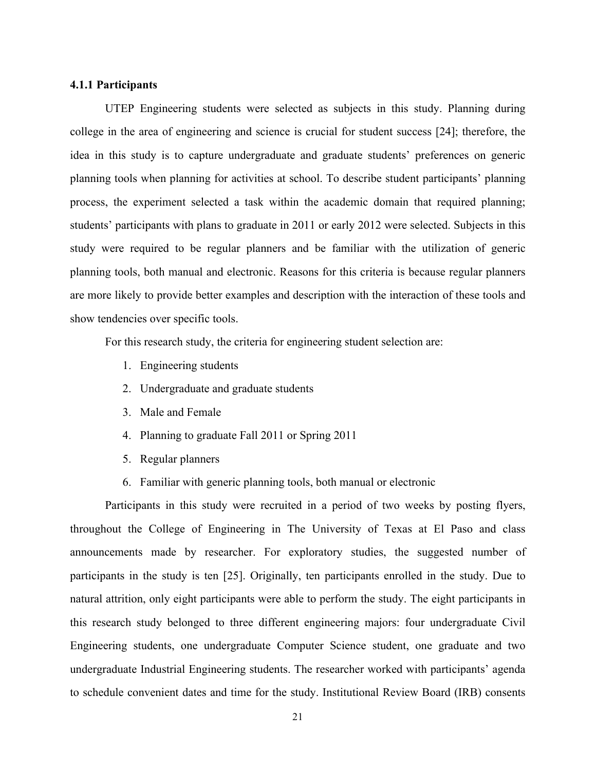#### 4.1.1 Participants

UTEP Engineering students were selected as subjects in this study. Planning during college in the area of engineering and science is crucial for student success [24]; therefore, the idea in this study is to capture undergraduate and graduate students' preferences on generic planning tools when planning for activities at school. To describe student participants' planning process, the experiment selected a task within the academic domain that required planning; students' participants with plans to graduate in 2011 or early 2012 were selected. Subjects in this study were required to be regular planners and be familiar with the utilization of generic planning tools, both manual and electronic. Reasons for this criteria is because regular planners are more likely to provide better examples and description with the interaction of these tools and show tendencies over specific tools.

For this research study, the criteria for engineering student selection are:

1. Engineering students
2. Undergraduate and graduate students
3. Male and Female
4. Planning to graduate Fall 2011 or Spring 2011
5. Regular planners
6. Familiar with generic planning tools, both manual or electronic

Participants in this study were recruited in a period of two weeks by posting flyers, throughout the College of Engineering in The University of Texas at El Paso and class announcements made by researcher. For exploratory studies, the suggested number of participants in the study is ten [25]. Originally, ten participants enrolled in the study. Due to natural attrition, only eight participants were able to perform the study. The eight participants in this research study belonged to three different engineering majors: four undergraduate Civil Engineering students, one undergraduate Computer Science student, one graduate and two undergraduate Industrial Engineering students. The researcher worked with participants' agenda to schedule convenient dates and time for the study. Institutional Review Board (IRB) consents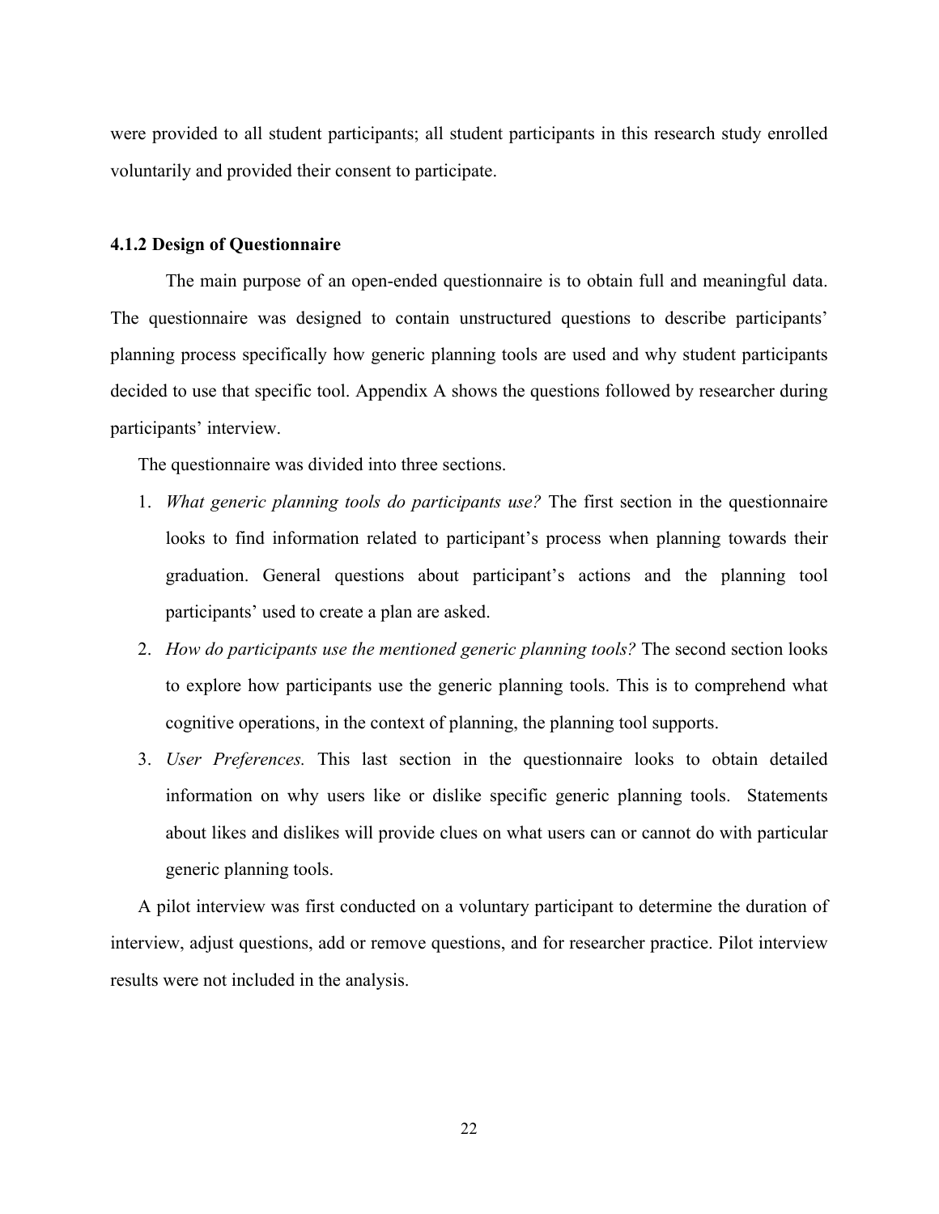were provided to all student participants; all student participants in this research study enrolled voluntarily and provided their consent to participate.

### 4.1.2 Design of Questionnaire

The main purpose of an open-ended questionnaire is to obtain full and meaningful data. The questionnaire was designed to contain unstructured questions to describe participants' planning process specifically how generic planning tools are used and why student participants decided to use that specific tool. Appendix A shows the questions followed by researcher during participants' interview.

The questionnaire was divided into three sections.

1. *What generic planning tools do participants use?* The first section in the questionnaire looks to find information related to participant's process when planning towards their graduation. General questions about participant's actions and the planning tool participants' used to create a plan are asked.
2. *How do participants use the mentioned generic planning tools?* The second section looks to explore how participants use the generic planning tools. This is to comprehend what cognitive operations, in the context of planning, the planning tool supports.
3. *User Preferences.* This last section in the questionnaire looks to obtain detailed information on why users like or dislike specific generic planning tools. Statements about likes and dislikes will provide clues on what users can or cannot do with particular generic planning tools.

A pilot interview was first conducted on a voluntary participant to determine the duration of interview, adjust questions, add or remove questions, and for researcher practice. Pilot interview results were not included in the analysis.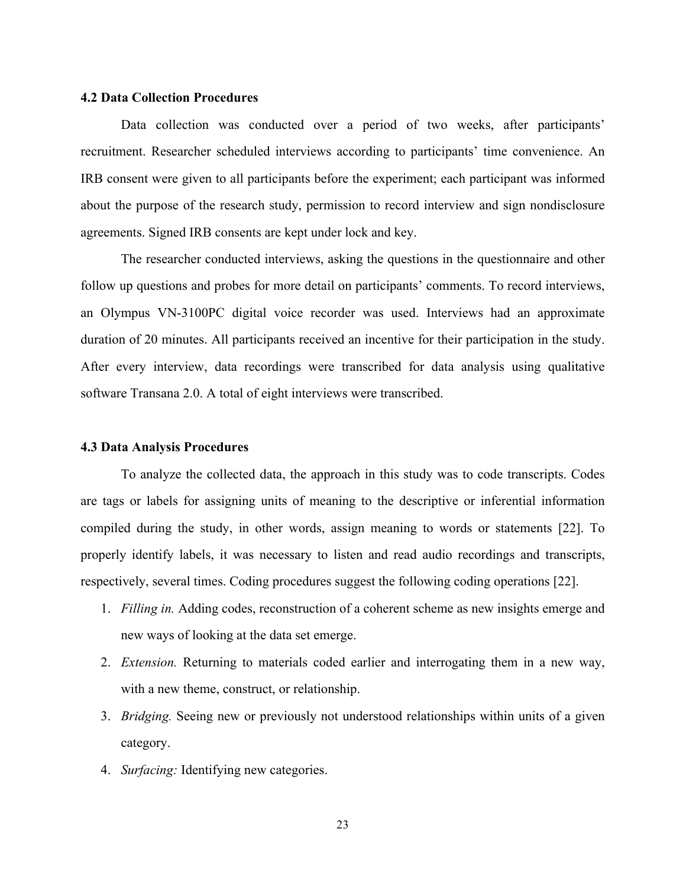### 4.2 Data Collection Procedures

Data collection was conducted over a period of two weeks, after participants' recruitment. Researcher scheduled interviews according to participants' time convenience. An IRB consent were given to all participants before the experiment; each participant was informed about the purpose of the research study, permission to record interview and sign nondisclosure agreements. Signed IRB consents are kept under lock and key.

The researcher conducted interviews, asking the questions in the questionnaire and other follow up questions and probes for more detail on participants' comments. To record interviews, an Olympus VN-3100PC digital voice recorder was used. Interviews had an approximate duration of 20 minutes. All participants received an incentive for their participation in the study. After every interview, data recordings were transcribed for data analysis using qualitative software Transana 2.0. A total of eight interviews were transcribed.

### 4.3 Data Analysis Procedures

To analyze the collected data, the approach in this study was to code transcripts. Codes are tags or labels for assigning units of meaning to the descriptive or inferential information compiled during the study, in other words, assign meaning to words or statements [22]. To properly identify labels, it was necessary to listen and read audio recordings and transcripts, respectively, several times. Coding procedures suggest the following coding operations [22].

1. *Filling in.* Adding codes, reconstruction of a coherent scheme as new insights emerge and new ways of looking at the data set emerge.
2. *Extension.* Returning to materials coded earlier and interrogating them in a new way, with a new theme, construct, or relationship.
3. *Bridging.* Seeing new or previously not understood relationships within units of a given category.
4. *Surfacing:* Identifying new categories.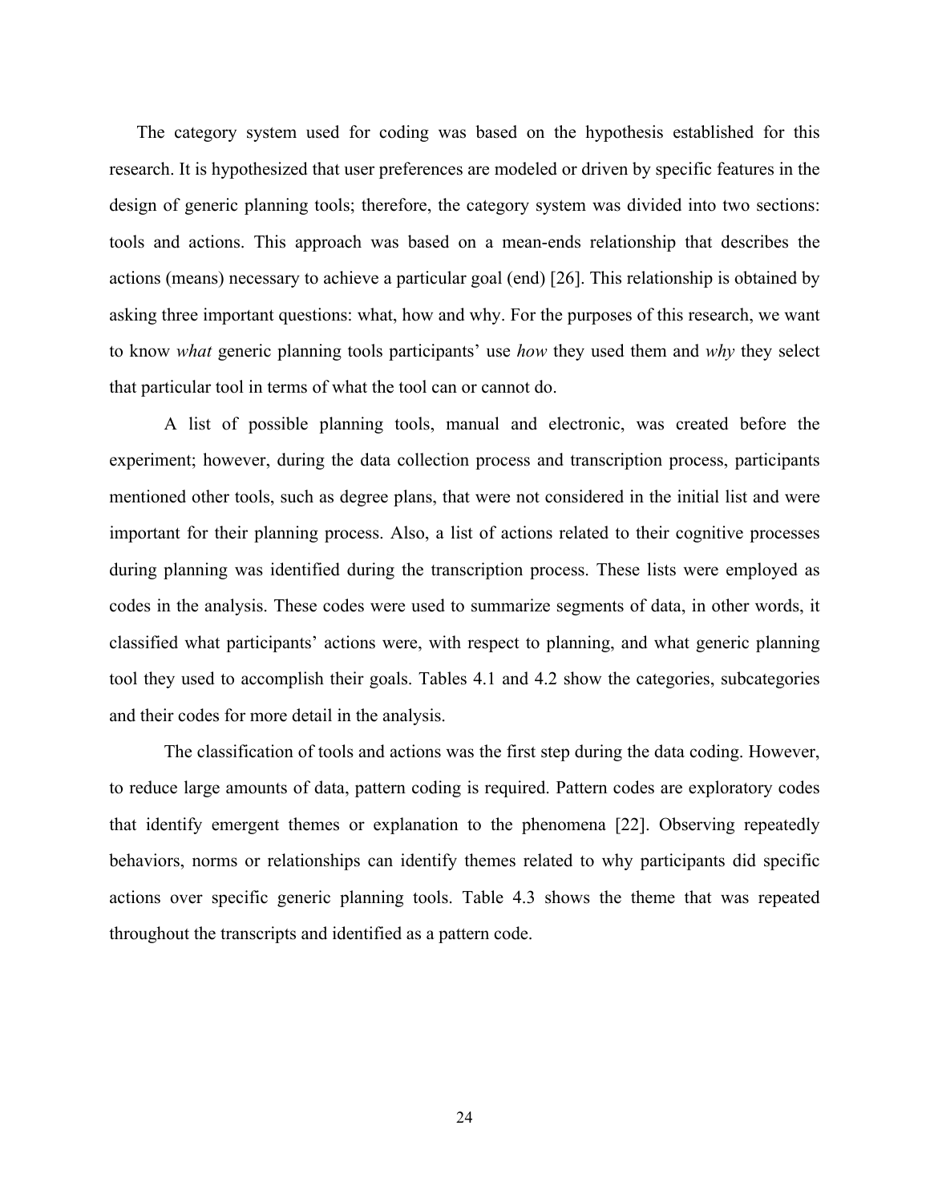The category system used for coding was based on the hypothesis established for this research. It is hypothesized that user preferences are modeled or driven by specific features in the design of generic planning tools; therefore, the category system was divided into two sections: tools and actions. This approach was based on a mean-ends relationship that describes the actions (means) necessary to achieve a particular goal (end) [26]. This relationship is obtained by asking three important questions: what, how and why. For the purposes of this research, we want to know *what* generic planning tools participants' use *how* they used them and *why* they select that particular tool in terms of what the tool can or cannot do.

A list of possible planning tools, manual and electronic, was created before the experiment; however, during the data collection process and transcription process, participants mentioned other tools, such as degree plans, that were not considered in the initial list and were important for their planning process. Also, a list of actions related to their cognitive processes during planning was identified during the transcription process. These lists were employed as codes in the analysis. These codes were used to summarize segments of data, in other words, it classified what participants' actions were, with respect to planning, and what generic planning tool they used to accomplish their goals. Tables 4.1 and 4.2 show the categories, subcategories and their codes for more detail in the analysis.

The classification of tools and actions was the first step during the data coding. However, to reduce large amounts of data, pattern coding is required. Pattern codes are exploratory codes that identify emergent themes or explanation to the phenomena [22]. Observing repeatedly behaviors, norms or relationships can identify themes related to why participants did specific actions over specific generic planning tools. Table 4.3 shows the theme that was repeated throughout the transcripts and identified as a pattern code.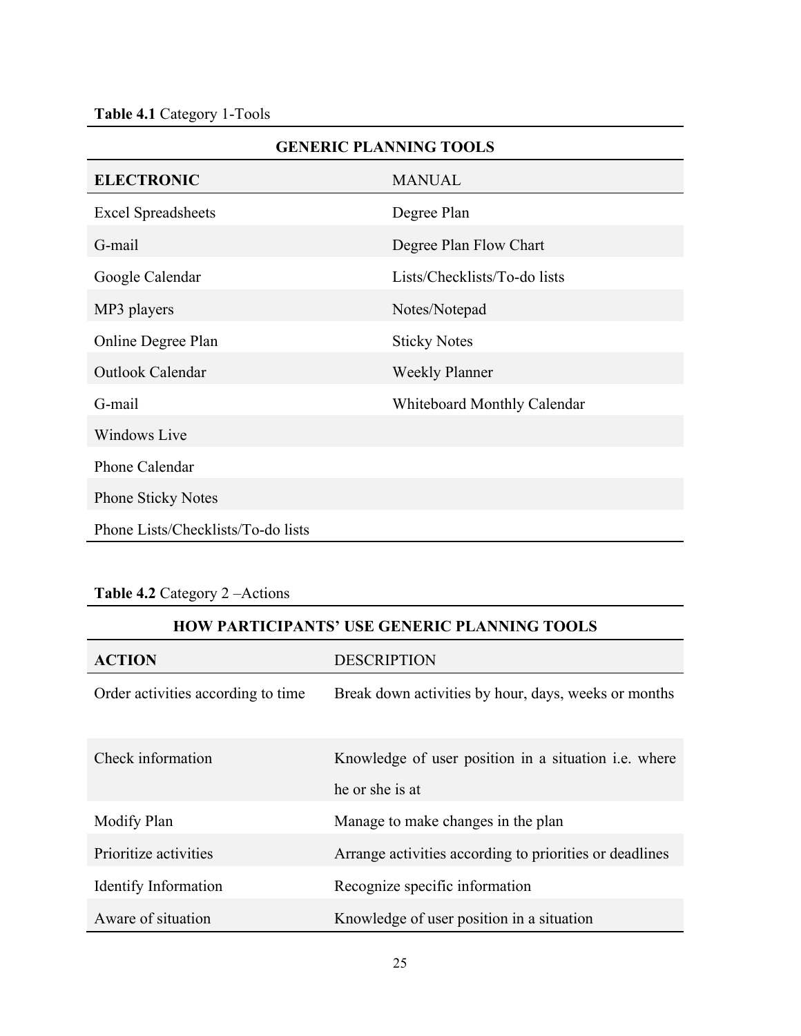**Table 4.1** Category 1-Tools

| GENERIC PLANNING TOOLS | |
|---|---|
| **ELECTRONIC** | MANUAL |
| Excel Spreadsheets | Degree Plan |
| G-mail | Degree Plan Flow Chart |
| Google Calendar | Lists/Checklists/To-do lists |
| MP3 players | Notes/Notepad |
| Online Degree Plan | Sticky Notes |
| Outlook Calendar | Weekly Planner |
| G-mail | Whiteboard Monthly Calendar |
| Windows Live | |
| Phone Calendar | |
| Phone Sticky Notes | |
| Phone Lists/Checklists/To-do lists | |

**Table 4.2** Category 2 –Actions

| HOW PARTICIPANTS' USE GENERIC PLANNING TOOLS | |
|---|---|
| **ACTION** | DESCRIPTION |
| Order activities according to time | Break down activities by hour, days, weeks or months |
| Check information | Knowledge of user position in a situation i.e. where he or she is at |
| Modify Plan | Manage to make changes in the plan |
| Prioritize activities | Arrange activities according to priorities or deadlines |
| Identify Information | Recognize specific information |
| Aware of situation | Knowledge of user position in a situation |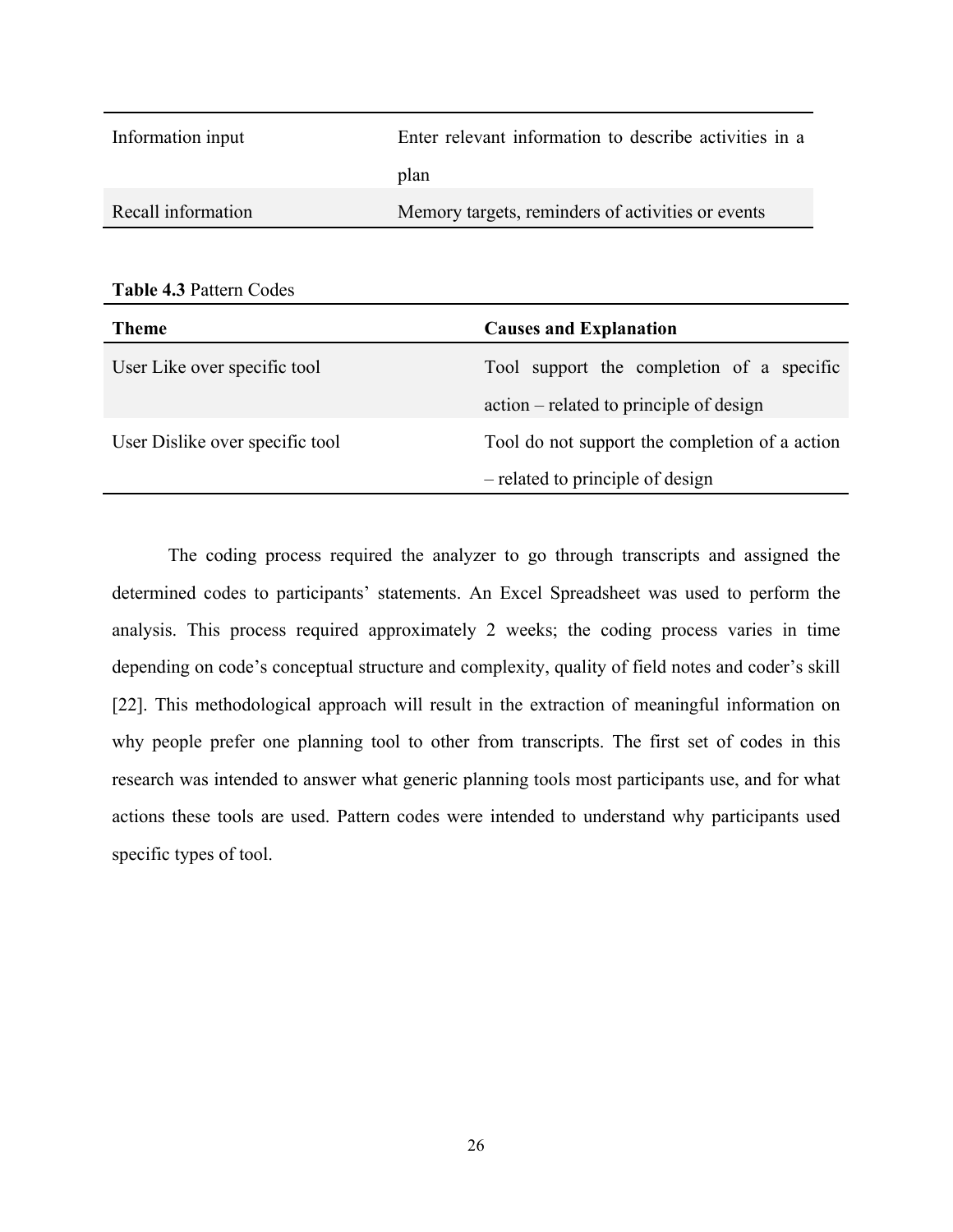| | |
|---|---|
| Information input | Enter relevant information to describe activities in a plan |
| Recall information | Memory targets, reminders of activities or events |

**Table 4.3** Pattern Codes

| **Theme** | **Causes and Explanation** |
|---|---|
| User Like over specific tool | Tool support the completion of a specific action – related to principle of design |
| User Dislike over specific tool | Tool do not support the completion of a action – related to principle of design |

The coding process required the analyzer to go through transcripts and assigned the determined codes to participants' statements. An Excel Spreadsheet was used to perform the analysis. This process required approximately 2 weeks; the coding process varies in time depending on code's conceptual structure and complexity, quality of field notes and coder's skill [22]. This methodological approach will result in the extraction of meaningful information on why people prefer one planning tool to other from transcripts. The first set of codes in this research was intended to answer what generic planning tools most participants use, and for what actions these tools are used. Pattern codes were intended to understand why participants used specific types of tool.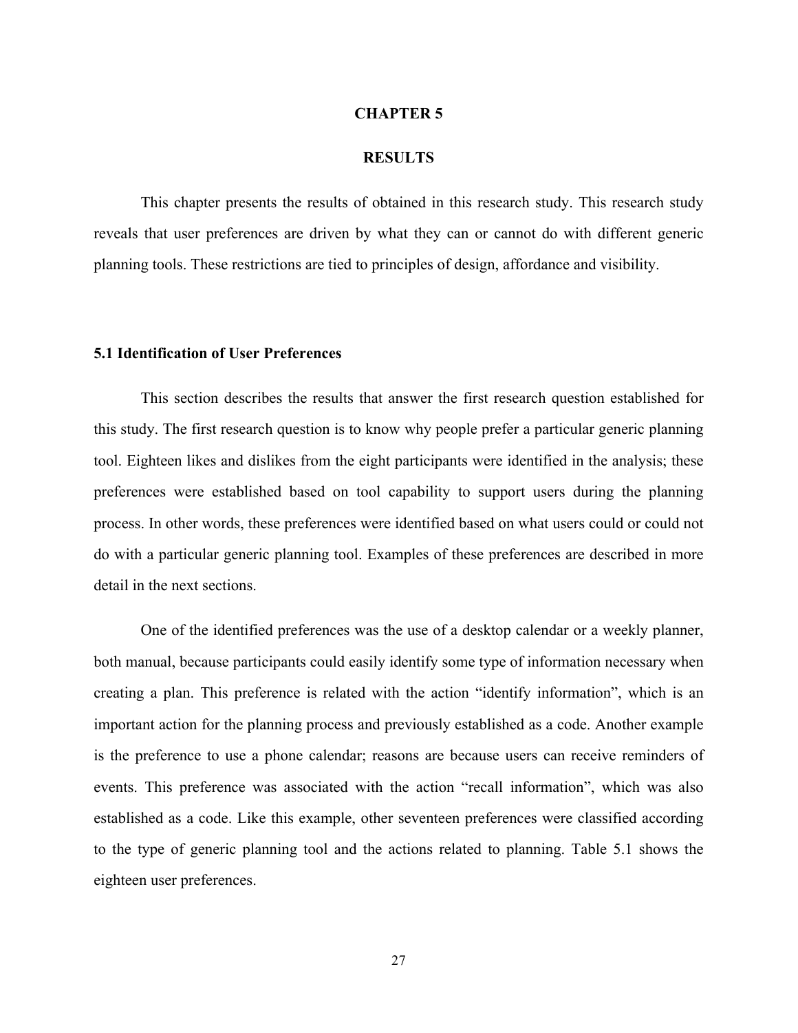# CHAPTER 5

# RESULTS

This chapter presents the results of obtained in this research study. This research study reveals that user preferences are driven by what they can or cannot do with different generic planning tools. These restrictions are tied to principles of design, affordance and visibility.

## 5.1 Identification of User Preferences

This section describes the results that answer the first research question established for this study. The first research question is to know why people prefer a particular generic planning tool. Eighteen likes and dislikes from the eight participants were identified in the analysis; these preferences were established based on tool capability to support users during the planning process. In other words, these preferences were identified based on what users could or could not do with a particular generic planning tool. Examples of these preferences are described in more detail in the next sections.

One of the identified preferences was the use of a desktop calendar or a weekly planner, both manual, because participants could easily identify some type of information necessary when creating a plan. This preference is related with the action "identify information", which is an important action for the planning process and previously established as a code. Another example is the preference to use a phone calendar; reasons are because users can receive reminders of events. This preference was associated with the action "recall information", which was also established as a code. Like this example, other seventeen preferences were classified according to the type of generic planning tool and the actions related to planning. Table 5.1 shows the eighteen user preferences.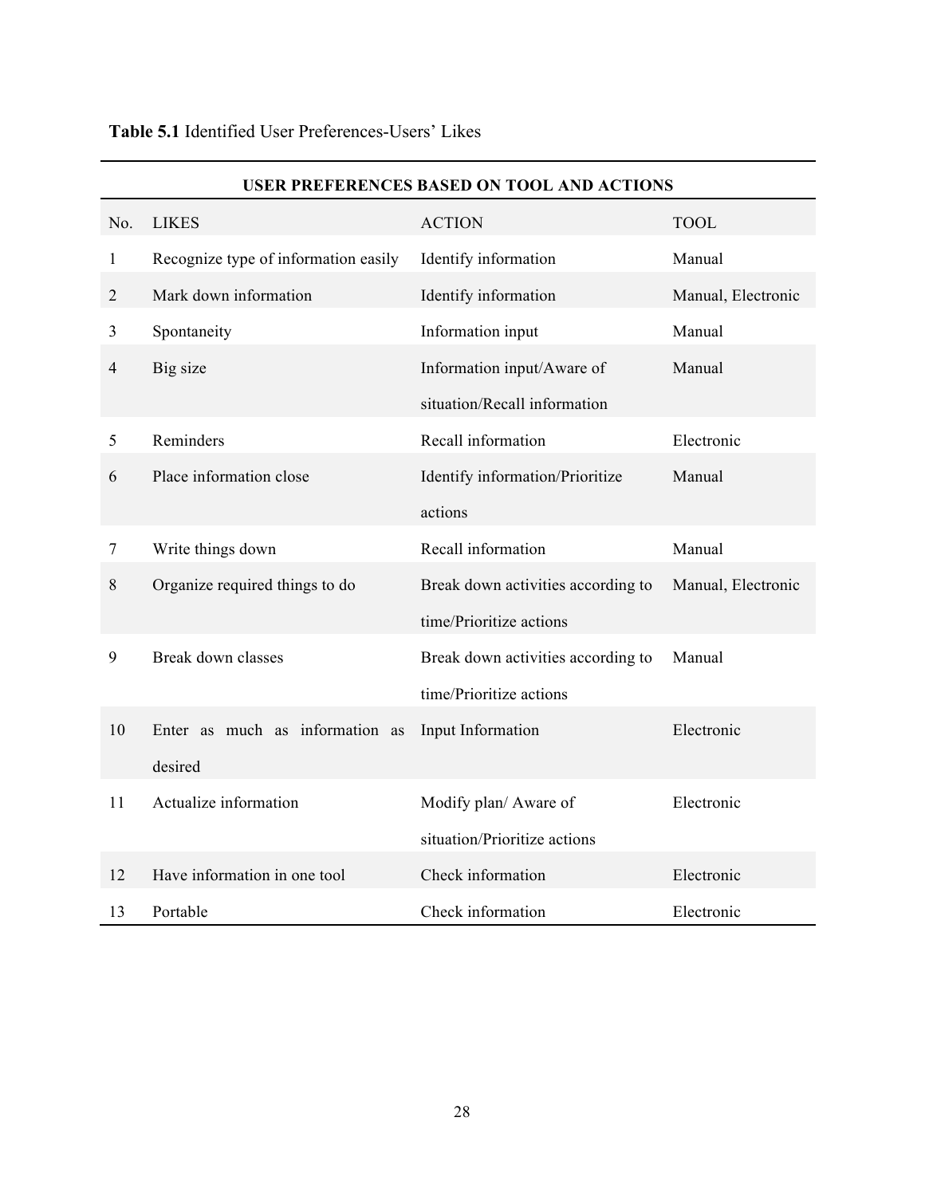**Table 5.1** Identified User Preferences-Users' Likes

| USER PREFERENCES BASED ON TOOL AND ACTIONS | | | |
|---|---|---|---|
| No. | LIKES | ACTION | TOOL |
| 1 | Recognize type of information easily | Identify information | Manual |
| 2 | Mark down information | Identify information | Manual, Electronic |
| 3 | Spontaneity | Information input | Manual |
| 4 | Big size | Information input/Aware of situation/Recall information | Manual |
| 5 | Reminders | Recall information | Electronic |
| 6 | Place information close | Identify information/Prioritize actions | Manual |
| 7 | Write things down | Recall information | Manual |
| 8 | Organize required things to do | Break down activities according to time/Prioritize actions | Manual, Electronic |
| 9 | Break down classes | Break down activities according to time/Prioritize actions | Manual |
| 10 | Enter as much as information as desired | Input Information | Electronic |
| 11 | Actualize information | Modify plan/ Aware of situation/Prioritize actions | Electronic |
| 12 | Have information in one tool | Check information | Electronic |
| 13 | Portable | Check information | Electronic |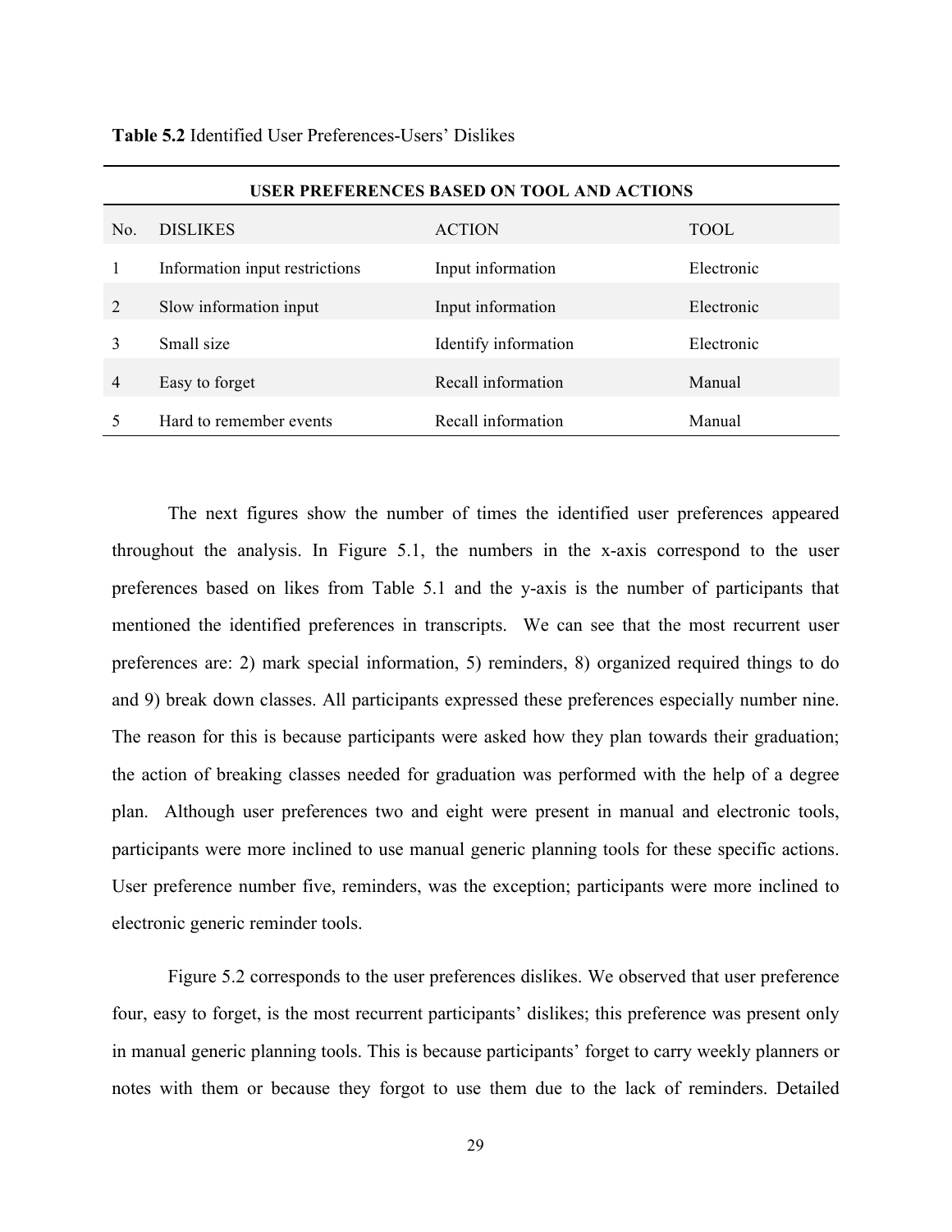**Table 5.2** Identified User Preferences-Users' Dislikes

| USER PREFERENCES BASED ON TOOL AND ACTIONS | | | |
|---|---|---|---|
| No. | DISLIKES | ACTION | TOOL |
| 1 | Information input restrictions | Input information | Electronic |
| 2 | Slow information input | Input information | Electronic |
| 3 | Small size | Identify information | Electronic |
| 4 | Easy to forget | Recall information | Manual |
| 5 | Hard to remember events | Recall information | Manual |

The next figures show the number of times the identified user preferences appeared throughout the analysis. In Figure 5.1, the numbers in the x-axis correspond to the user preferences based on likes from Table 5.1 and the y-axis is the number of participants that mentioned the identified preferences in transcripts. We can see that the most recurrent user preferences are: 2) mark special information, 5) reminders, 8) organized required things to do and 9) break down classes. All participants expressed these preferences especially number nine. The reason for this is because participants were asked how they plan towards their graduation; the action of breaking classes needed for graduation was performed with the help of a degree plan. Although user preferences two and eight were present in manual and electronic tools, participants were more inclined to use manual generic planning tools for these specific actions. User preference number five, reminders, was the exception; participants were more inclined to electronic generic reminder tools.

Figure 5.2 corresponds to the user preferences dislikes. We observed that user preference four, easy to forget, is the most recurrent participants' dislikes; this preference was present only in manual generic planning tools. This is because participants' forget to carry weekly planners or notes with them or because they forgot to use them due to the lack of reminders. Detailed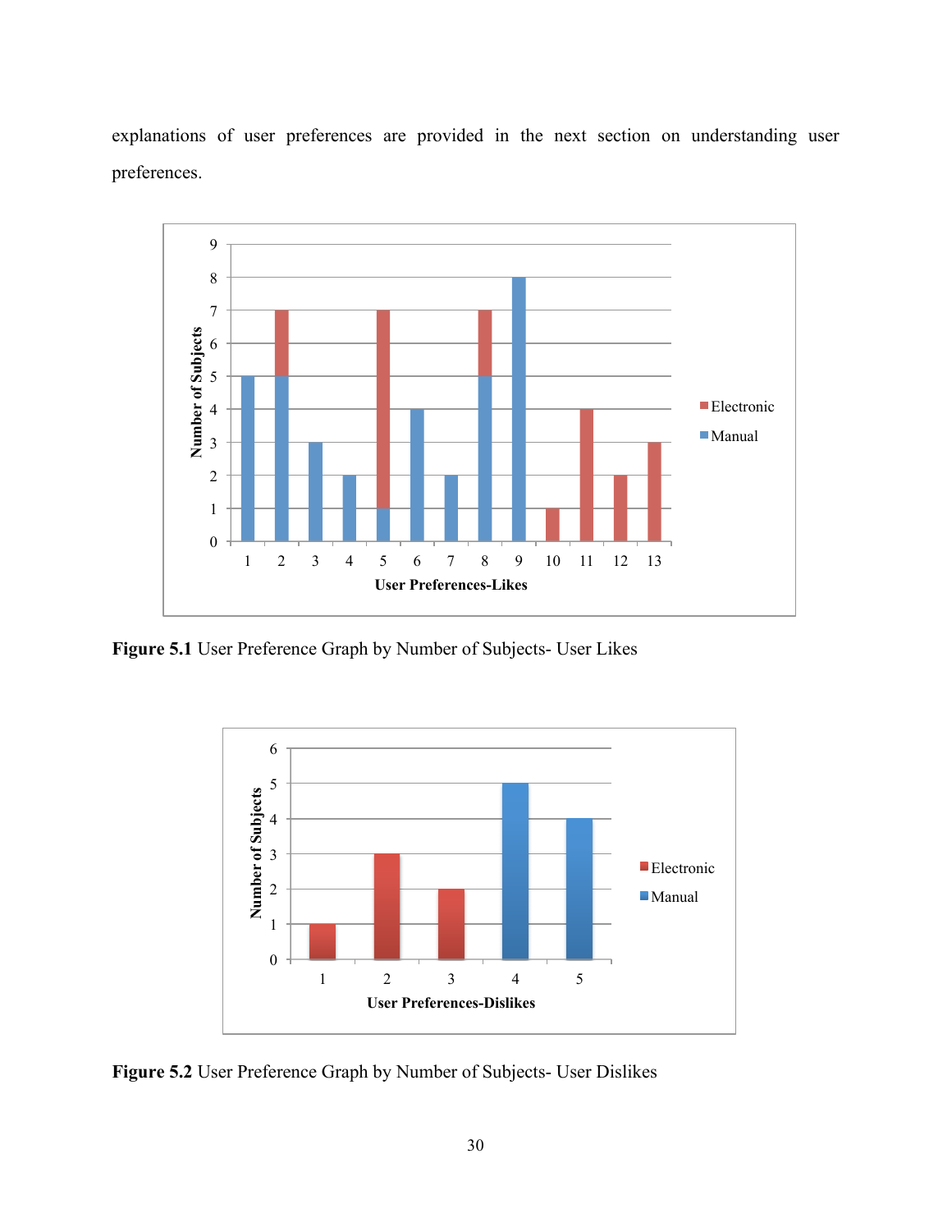explanations of user preferences are provided in the next section on understanding user preferences.

**Figure 5.1** User Preference Graph by Number of Subjects- User Likes

**Figure 5.2** User Preference Graph by Number of Subjects- User Dislikes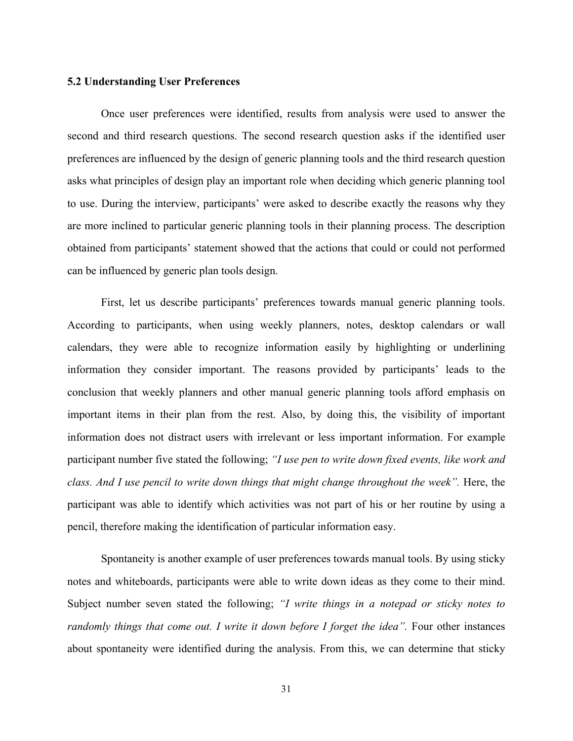### 5.2 Understanding User Preferences

Once user preferences were identified, results from analysis were used to answer the second and third research questions. The second research question asks if the identified user preferences are influenced by the design of generic planning tools and the third research question asks what principles of design play an important role when deciding which generic planning tool to use. During the interview, participants' were asked to describe exactly the reasons why they are more inclined to particular generic planning tools in their planning process. The description obtained from participants' statement showed that the actions that could or could not performed can be influenced by generic plan tools design.

First, let us describe participants' preferences towards manual generic planning tools. According to participants, when using weekly planners, notes, desktop calendars or wall calendars, they were able to recognize information easily by highlighting or underlining information they consider important. The reasons provided by participants' leads to the conclusion that weekly planners and other manual generic planning tools afford emphasis on important items in their plan from the rest. Also, by doing this, the visibility of important information does not distract users with irrelevant or less important information. For example participant number five stated the following; *"I use pen to write down fixed events, like work and class. And I use pencil to write down things that might change throughout the week".* Here, the participant was able to identify which activities was not part of his or her routine by using a pencil, therefore making the identification of particular information easy.

Spontaneity is another example of user preferences towards manual tools. By using sticky notes and whiteboards, participants were able to write down ideas as they come to their mind. Subject number seven stated the following; *"I write things in a notepad or sticky notes to randomly things that come out. I write it down before I forget the idea".* Four other instances about spontaneity were identified during the analysis. From this, we can determine that sticky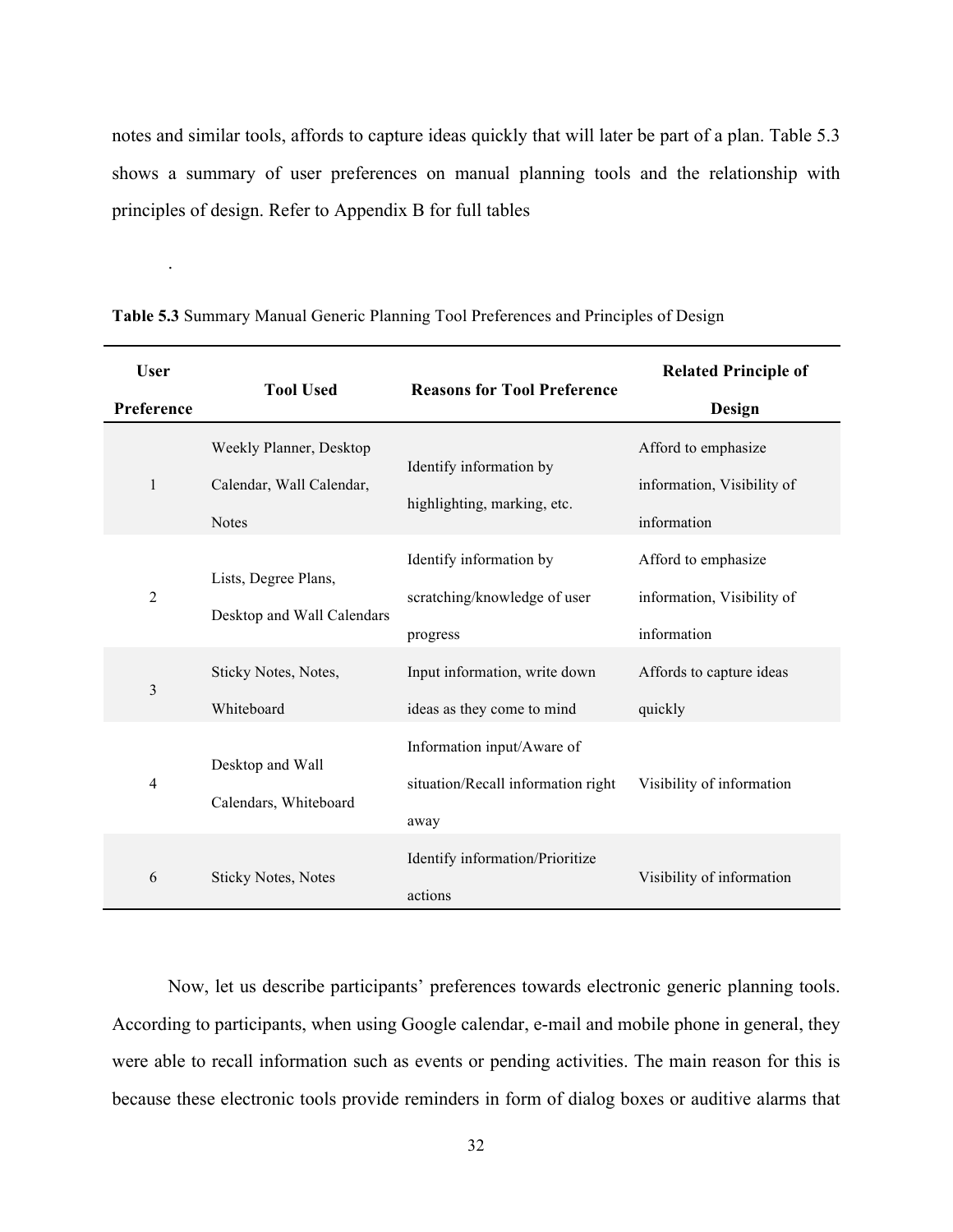notes and similar tools, affords to capture ideas quickly that will later be part of a plan. Table 5.3 shows a summary of user preferences on manual planning tools and the relationship with principles of design. Refer to Appendix B for full tables

.

**Table 5.3** Summary Manual Generic Planning Tool Preferences and Principles of Design

| User Preference | Tool Used | Reasons for Tool Preference | Related Principle of Design |
|---|---|---|---|
| 1 | Weekly Planner, Desktop Calendar, Wall Calendar, Notes | Identify information by highlighting, marking, etc. | Afford to emphasize information, Visibility of information |
| 2 | Lists, Degree Plans, Desktop and Wall Calendars | Identify information by scratching/knowledge of user progress | Afford to emphasize information, Visibility of information |
| 3 | Sticky Notes, Notes, Whiteboard | Input information, write down ideas as they come to mind | Affords to capture ideas quickly |
| 4 | Desktop and Wall Calendars, Whiteboard | Information input/Aware of situation/Recall information right away | Visibility of information |
| 6 | Sticky Notes, Notes | Identify information/Prioritize actions | Visibility of information |

Now, let us describe participants' preferences towards electronic generic planning tools. According to participants, when using Google calendar, e-mail and mobile phone in general, they were able to recall information such as events or pending activities. The main reason for this is because these electronic tools provide reminders in form of dialog boxes or auditive alarms that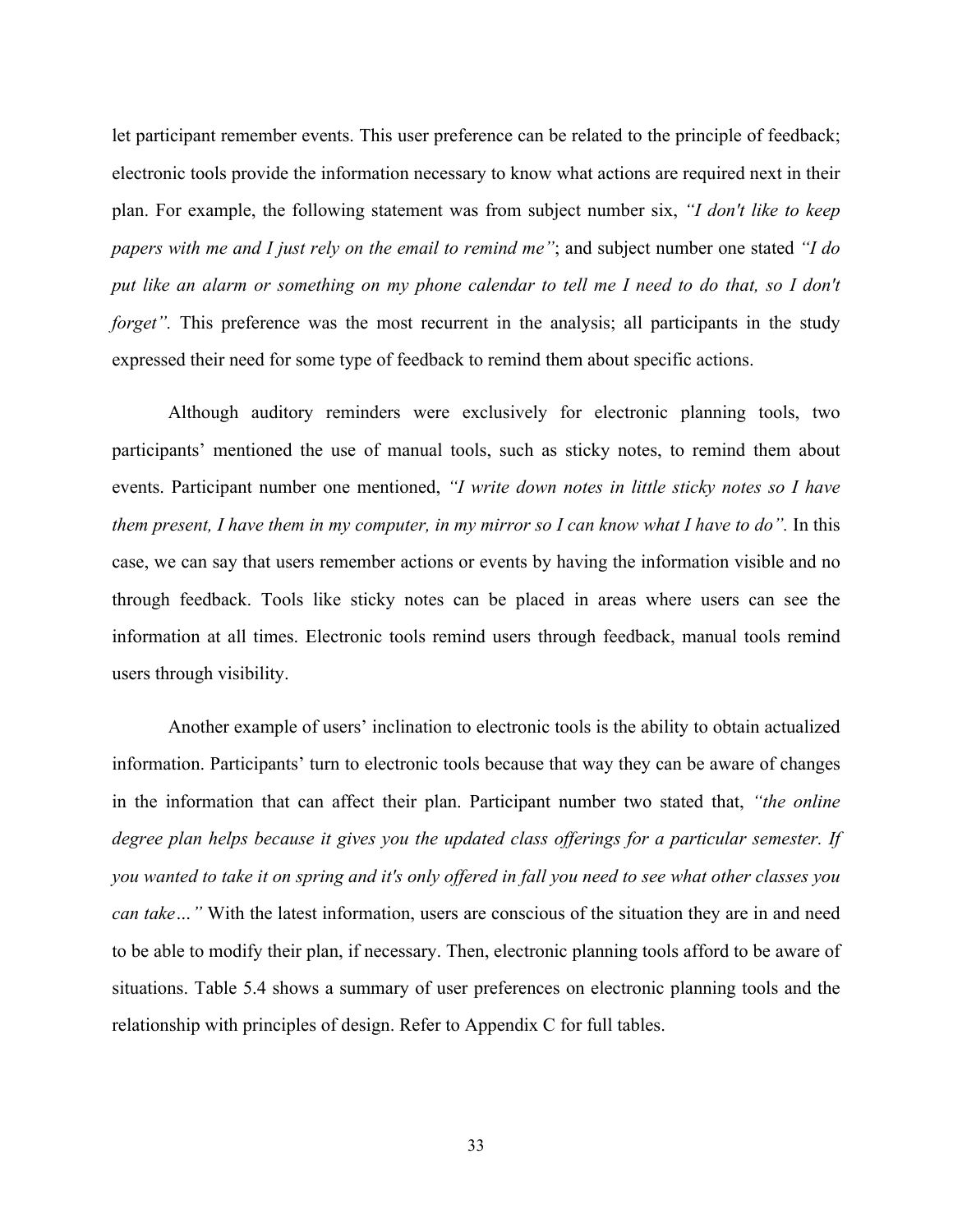let participant remember events. This user preference can be related to the principle of feedback; electronic tools provide the information necessary to know what actions are required next in their plan. For example, the following statement was from subject number six, *"I don't like to keep papers with me and I just rely on the email to remind me"*; and subject number one stated *"I do put like an alarm or something on my phone calendar to tell me I need to do that, so I don't forget".* This preference was the most recurrent in the analysis; all participants in the study expressed their need for some type of feedback to remind them about specific actions.

Although auditory reminders were exclusively for electronic planning tools, two participants' mentioned the use of manual tools, such as sticky notes, to remind them about events. Participant number one mentioned, *"I write down notes in little sticky notes so I have them present, I have them in my computer, in my mirror so I can know what I have to do".* In this case, we can say that users remember actions or events by having the information visible and no through feedback. Tools like sticky notes can be placed in areas where users can see the information at all times. Electronic tools remind users through feedback, manual tools remind users through visibility.

Another example of users' inclination to electronic tools is the ability to obtain actualized information. Participants' turn to electronic tools because that way they can be aware of changes in the information that can affect their plan. Participant number two stated that, *"the online degree plan helps because it gives you the updated class offerings for a particular semester. If you wanted to take it on spring and it's only offered in fall you need to see what other classes you can take…"* With the latest information, users are conscious of the situation they are in and need to be able to modify their plan, if necessary. Then, electronic planning tools afford to be aware of situations. Table 5.4 shows a summary of user preferences on electronic planning tools and the relationship with principles of design. Refer to Appendix C for full tables.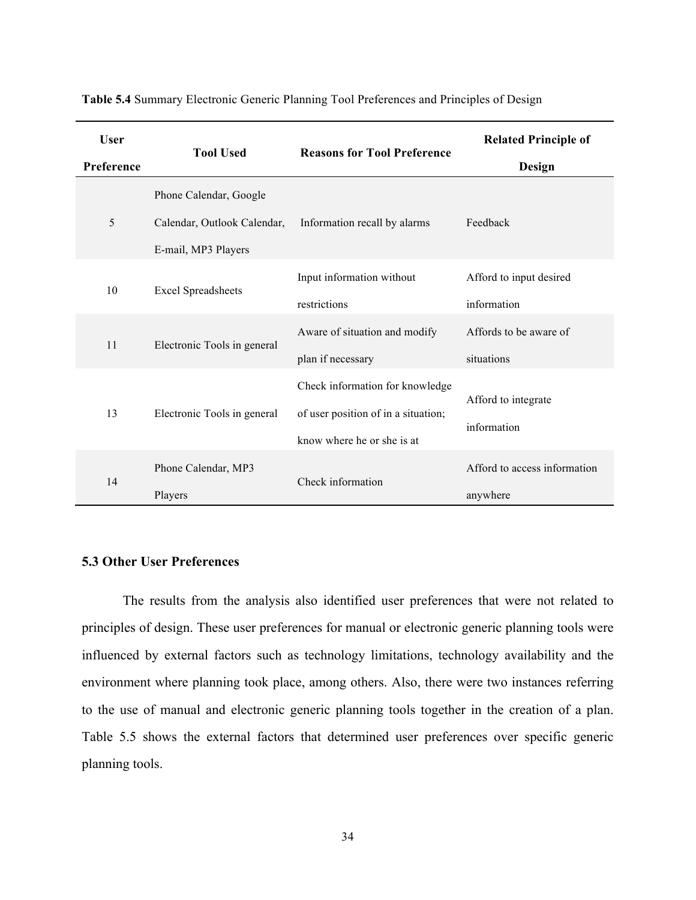**Table 5.4** Summary Electronic Generic Planning Tool Preferences and Principles of Design

| User Preference | Tool Used | Reasons for Tool Preference | Related Principle of Design |
|---|---|---|---|
| 5 | Phone Calendar, Google Calendar, Outlook Calendar, E-mail, MP3 Players | Information recall by alarms | Feedback |
| 10 | Excel Spreadsheets | Input information without restrictions | Afford to input desired information |
| 11 | Electronic Tools in general | Aware of situation and modify plan if necessary | Affords to be aware of situations |
| 13 | Electronic Tools in general | Check information for knowledge of user position of in a situation; know where he or she is at | Afford to integrate information |
| 14 | Phone Calendar, MP3 Players | Check information | Afford to access information anywhere |

### 5.3 Other User Preferences

The results from the analysis also identified user preferences that were not related to principles of design. These user preferences for manual or electronic generic planning tools were influenced by external factors such as technology limitations, technology availability and the environment where planning took place, among others. Also, there were two instances referring to the use of manual and electronic generic planning tools together in the creation of a plan. Table 5.5 shows the external factors that determined user preferences over specific generic planning tools.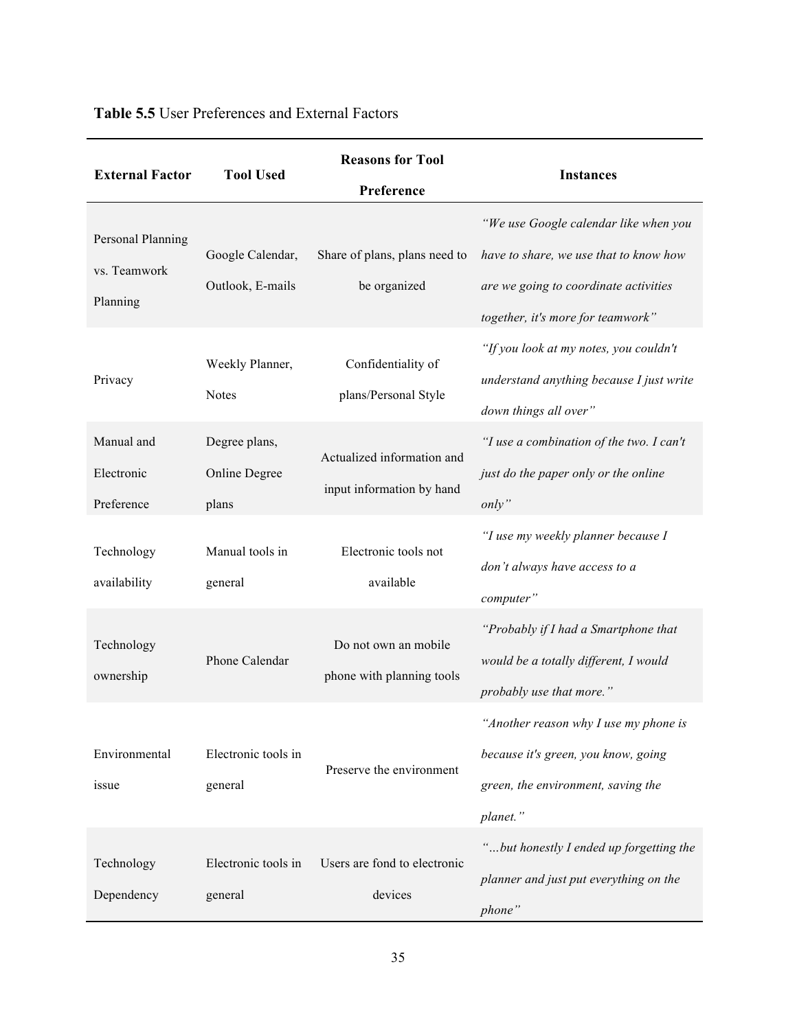**Table 5.5** User Preferences and External Factors

| External Factor | Tool Used | Reasons for Tool Preference | Instances |
|---|---|---|---|
| Personal Planning vs. Teamwork Planning | Google Calendar, Outlook, E-mails | Share of plans, plans need to be organized | *"We use Google calendar like when you have to share, we use that to know how are we going to coordinate activities together, it's more for teamwork"* |
| Privacy | Weekly Planner, Notes | Confidentiality of plans/Personal Style | *"If you look at my notes, you couldn't understand anything because I just write down things all over"* |
| Manual and Electronic Preference | Degree plans, Online Degree plans | Actualized information and input information by hand | *"I use a combination of the two. I can't just do the paper only or the online only"* |
| Technology availability | Manual tools in general | Electronic tools not available | *"I use my weekly planner because I don't always have access to a computer"* |
| Technology ownership | Phone Calendar | Do not own an mobile phone with planning tools | *"Probably if I had a Smartphone that would be a totally different, I would probably use that more."* |
| Environmental issue | Electronic tools in general | Preserve the environment | *"Another reason why I use my phone is because it's green, you know, going green, the environment, saving the planet."* |
| Technology Dependency | Electronic tools in general | Users are fond to electronic devices | *"…but honestly I ended up forgetting the planner and just put everything on the phone"* |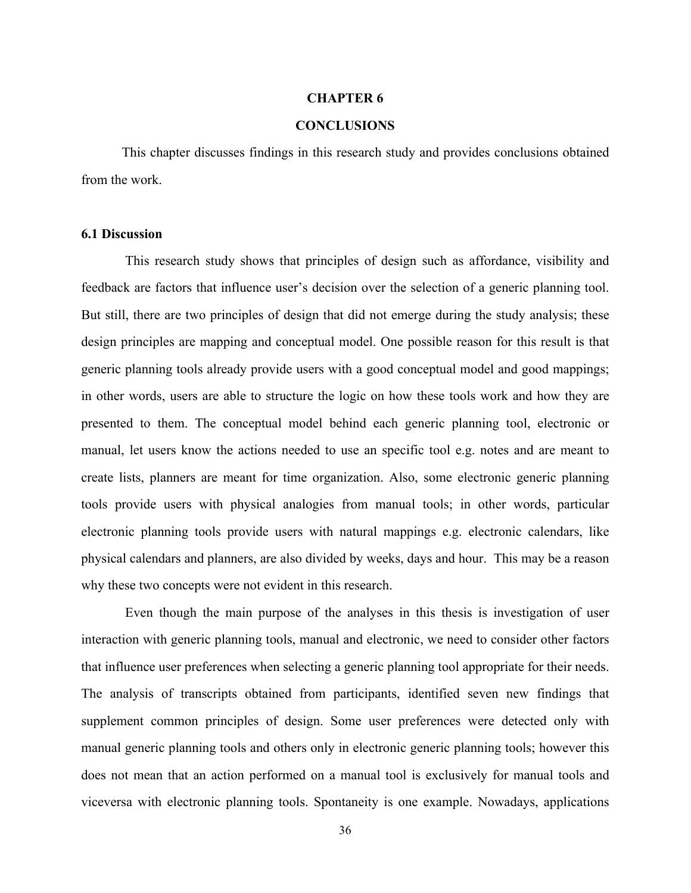# CHAPTER 6

# CONCLUSIONS

This chapter discusses findings in this research study and provides conclusions obtained from the work.

## 6.1 Discussion

This research study shows that principles of design such as affordance, visibility and feedback are factors that influence user's decision over the selection of a generic planning tool. But still, there are two principles of design that did not emerge during the study analysis; these design principles are mapping and conceptual model. One possible reason for this result is that generic planning tools already provide users with a good conceptual model and good mappings; in other words, users are able to structure the logic on how these tools work and how they are presented to them. The conceptual model behind each generic planning tool, electronic or manual, let users know the actions needed to use an specific tool e.g. notes and are meant to create lists, planners are meant for time organization. Also, some electronic generic planning tools provide users with physical analogies from manual tools; in other words, particular electronic planning tools provide users with natural mappings e.g. electronic calendars, like physical calendars and planners, are also divided by weeks, days and hour. This may be a reason why these two concepts were not evident in this research.

Even though the main purpose of the analyses in this thesis is investigation of user interaction with generic planning tools, manual and electronic, we need to consider other factors that influence user preferences when selecting a generic planning tool appropriate for their needs. The analysis of transcripts obtained from participants, identified seven new findings that supplement common principles of design. Some user preferences were detected only with manual generic planning tools and others only in electronic generic planning tools; however this does not mean that an action performed on a manual tool is exclusively for manual tools and viceversa with electronic planning tools. Spontaneity is one example. Nowadays, applications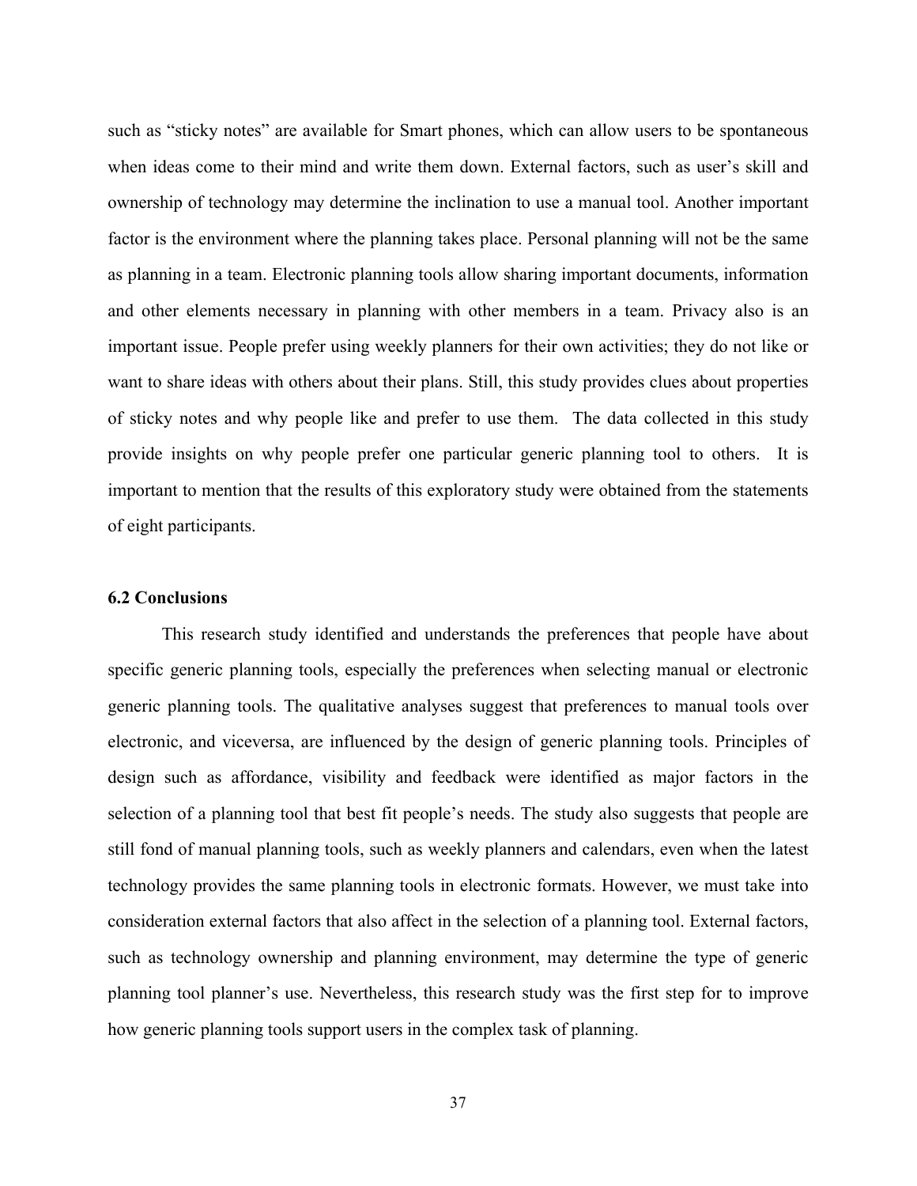such as "sticky notes" are available for Smart phones, which can allow users to be spontaneous when ideas come to their mind and write them down. External factors, such as user's skill and ownership of technology may determine the inclination to use a manual tool. Another important factor is the environment where the planning takes place. Personal planning will not be the same as planning in a team. Electronic planning tools allow sharing important documents, information and other elements necessary in planning with other members in a team. Privacy also is an important issue. People prefer using weekly planners for their own activities; they do not like or want to share ideas with others about their plans. Still, this study provides clues about properties of sticky notes and why people like and prefer to use them. The data collected in this study provide insights on why people prefer one particular generic planning tool to others. It is important to mention that the results of this exploratory study were obtained from the statements of eight participants.

### 6.2 Conclusions

This research study identified and understands the preferences that people have about specific generic planning tools, especially the preferences when selecting manual or electronic generic planning tools. The qualitative analyses suggest that preferences to manual tools over electronic, and viceversa, are influenced by the design of generic planning tools. Principles of design such as affordance, visibility and feedback were identified as major factors in the selection of a planning tool that best fit people's needs. The study also suggests that people are still fond of manual planning tools, such as weekly planners and calendars, even when the latest technology provides the same planning tools in electronic formats. However, we must take into consideration external factors that also affect in the selection of a planning tool. External factors, such as technology ownership and planning environment, may determine the type of generic planning tool planner's use. Nevertheless, this research study was the first step for to improve how generic planning tools support users in the complex task of planning.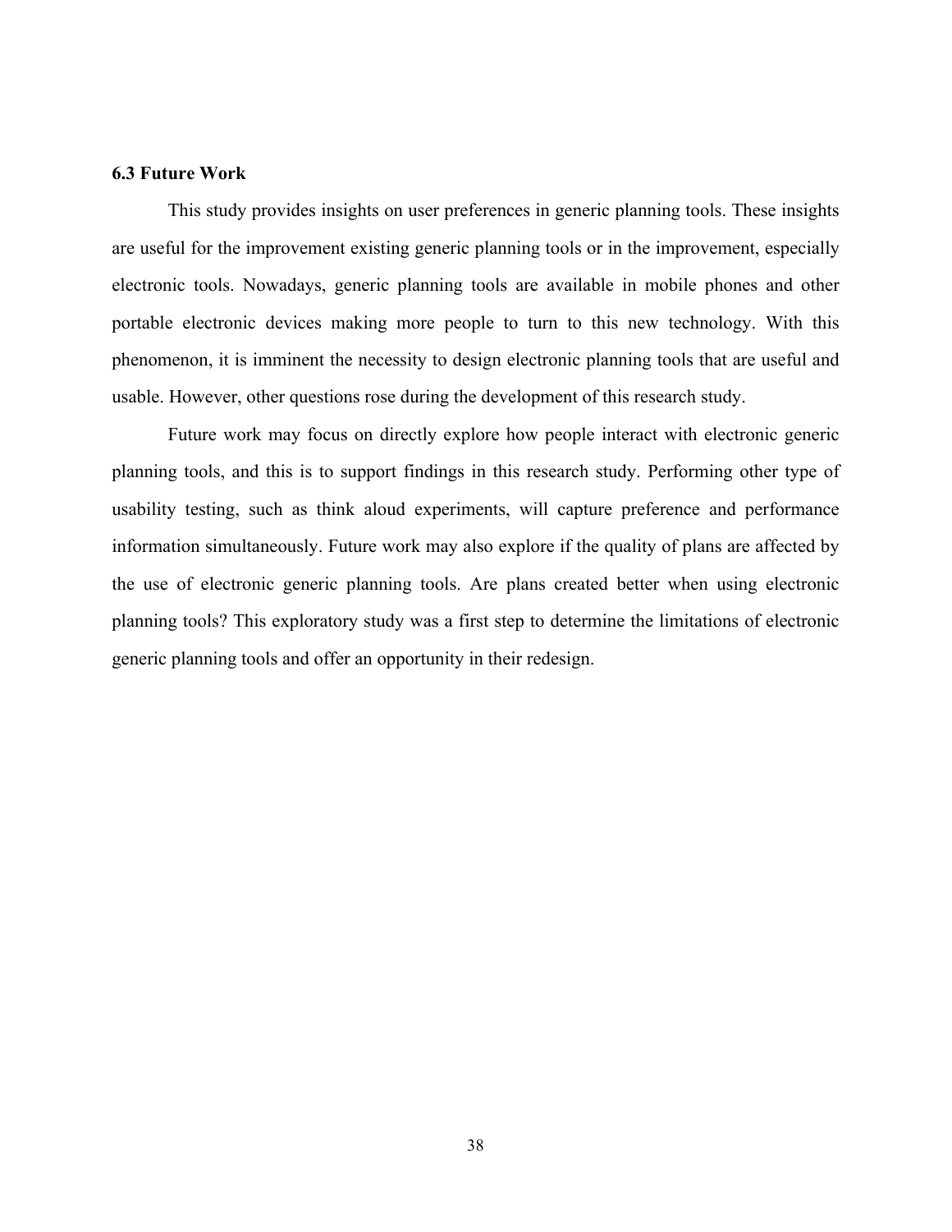### 6.3 Future Work

This study provides insights on user preferences in generic planning tools. These insights are useful for the improvement existing generic planning tools or in the improvement, especially electronic tools. Nowadays, generic planning tools are available in mobile phones and other portable electronic devices making more people to turn to this new technology. With this phenomenon, it is imminent the necessity to design electronic planning tools that are useful and usable. However, other questions rose during the development of this research study.

Future work may focus on directly explore how people interact with electronic generic planning tools, and this is to support findings in this research study. Performing other type of usability testing, such as think aloud experiments, will capture preference and performance information simultaneously. Future work may also explore if the quality of plans are affected by the use of electronic generic planning tools. Are plans created better when using electronic planning tools? This exploratory study was a first step to determine the limitations of electronic generic planning tools and offer an opportunity in their redesign.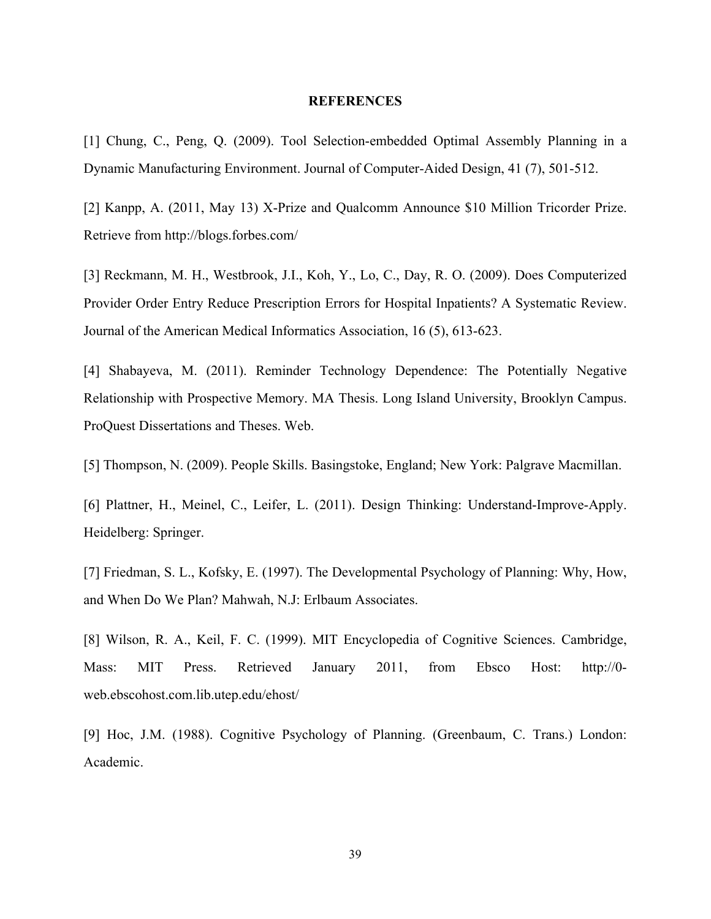# REFERENCES

[1] Chung, C., Peng, Q. (2009). Tool Selection-embedded Optimal Assembly Planning in a Dynamic Manufacturing Environment. Journal of Computer-Aided Design, 41 (7), 501-512.

[2] Kanpp, A. (2011, May 13) X-Prize and Qualcomm Announce $10 Million Tricorder Prize. Retrieve from http://blogs.forbes.com/

[3] Reckmann, M. H., Westbrook, J.I., Koh, Y., Lo, C., Day, R. O. (2009). Does Computerized Provider Order Entry Reduce Prescription Errors for Hospital Inpatients? A Systematic Review. Journal of the American Medical Informatics Association, 16 (5), 613-623.

[4] Shabayeva, M. (2011). Reminder Technology Dependence: The Potentially Negative Relationship with Prospective Memory. MA Thesis. Long Island University, Brooklyn Campus. ProQuest Dissertations and Theses. Web.

[5] Thompson, N. (2009). People Skills. Basingstoke, England; New York: Palgrave Macmillan.

[6] Plattner, H., Meinel, C., Leifer, L. (2011). Design Thinking: Understand-Improve-Apply. Heidelberg: Springer.

[7] Friedman, S. L., Kofsky, E. (1997). The Developmental Psychology of Planning: Why, How, and When Do We Plan? Mahwah, N.J: Erlbaum Associates.

[8] Wilson, R. A., Keil, F. C. (1999). MIT Encyclopedia of Cognitive Sciences. Cambridge, Mass: MIT Press. Retrieved January 2011, from Ebsco Host: http://0-web.ebscohost.com.lib.utep.edu/ehost/

[9] Hoc, J.M. (1988). Cognitive Psychology of Planning. (Greenbaum, C. Trans.) London: Academic.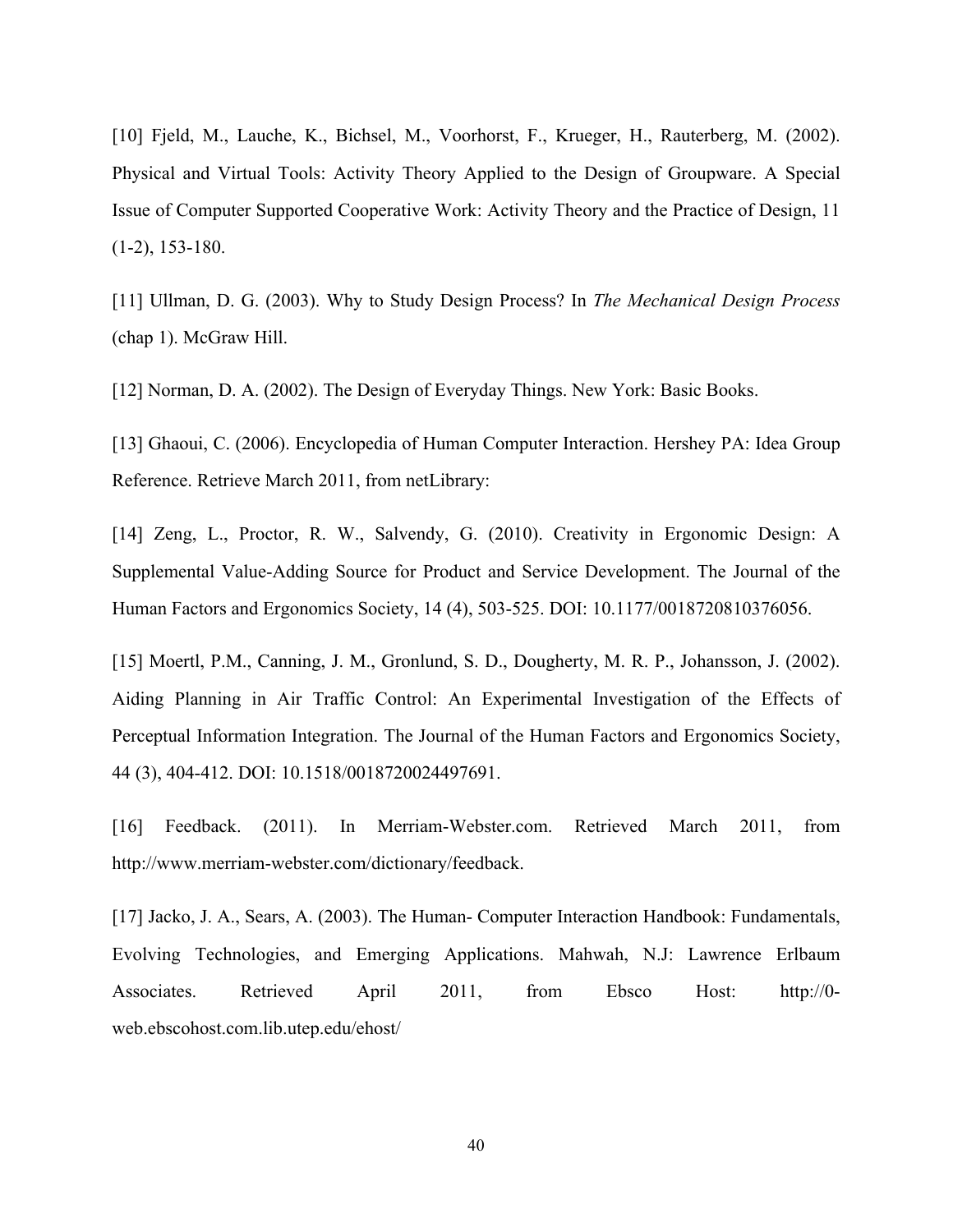[10] Fjeld, M., Lauche, K., Bichsel, M., Voorhorst, F., Krueger, H., Rauterberg, M. (2002). Physical and Virtual Tools: Activity Theory Applied to the Design of Groupware. A Special Issue of Computer Supported Cooperative Work: Activity Theory and the Practice of Design, 11 (1-2), 153-180.

[11] Ullman, D. G. (2003). Why to Study Design Process? In *The Mechanical Design Process* (chap 1). McGraw Hill.

[12] Norman, D. A. (2002). The Design of Everyday Things. New York: Basic Books.

[13] Ghaoui, C. (2006). Encyclopedia of Human Computer Interaction. Hershey PA: Idea Group Reference. Retrieve March 2011, from netLibrary:

[14] Zeng, L., Proctor, R. W., Salvendy, G. (2010). Creativity in Ergonomic Design: A Supplemental Value-Adding Source for Product and Service Development. The Journal of the Human Factors and Ergonomics Society, 14 (4), 503-525. DOI: 10.1177/0018720810376056.

[15] Moertl, P.M., Canning, J. M., Gronlund, S. D., Dougherty, M. R. P., Johansson, J. (2002). Aiding Planning in Air Traffic Control: An Experimental Investigation of the Effects of Perceptual Information Integration. The Journal of the Human Factors and Ergonomics Society, 44 (3), 404-412. DOI: 10.1518/0018720024497691.

[16] Feedback. (2011). In Merriam-Webster.com. Retrieved March 2011, from http://www.merriam-webster.com/dictionary/feedback.

[17] Jacko, J. A., Sears, A. (2003). The Human- Computer Interaction Handbook: Fundamentals, Evolving Technologies, and Emerging Applications. Mahwah, N.J: Lawrence Erlbaum Associates. Retrieved April 2011, from Ebsco Host: http://0-web.ebscohost.com.lib.utep.edu/ehost/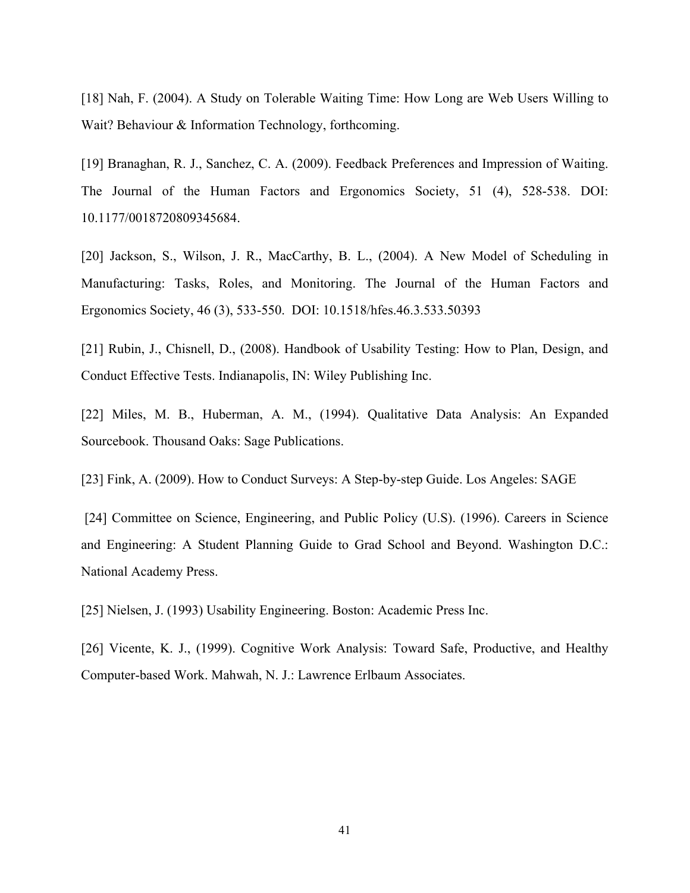[18] Nah, F. (2004). A Study on Tolerable Waiting Time: How Long are Web Users Willing to Wait? Behaviour & Information Technology, forthcoming.

[19] Branaghan, R. J., Sanchez, C. A. (2009). Feedback Preferences and Impression of Waiting. The Journal of the Human Factors and Ergonomics Society, 51 (4), 528-538. DOI: 10.1177/0018720809345684.

[20] Jackson, S., Wilson, J. R., MacCarthy, B. L., (2004). A New Model of Scheduling in Manufacturing: Tasks, Roles, and Monitoring. The Journal of the Human Factors and Ergonomics Society, 46 (3), 533-550. DOI: 10.1518/hfes.46.3.533.50393

[21] Rubin, J., Chisnell, D., (2008). Handbook of Usability Testing: How to Plan, Design, and Conduct Effective Tests. Indianapolis, IN: Wiley Publishing Inc.

[22] Miles, M. B., Huberman, A. M., (1994). Qualitative Data Analysis: An Expanded Sourcebook. Thousand Oaks: Sage Publications.

[23] Fink, A. (2009). How to Conduct Surveys: A Step-by-step Guide. Los Angeles: SAGE

[24] Committee on Science, Engineering, and Public Policy (U.S). (1996). Careers in Science and Engineering: A Student Planning Guide to Grad School and Beyond. Washington D.C.: National Academy Press.

[25] Nielsen, J. (1993) Usability Engineering. Boston: Academic Press Inc.

[26] Vicente, K. J., (1999). Cognitive Work Analysis: Toward Safe, Productive, and Healthy Computer-based Work. Mahwah, N. J.: Lawrence Erlbaum Associates.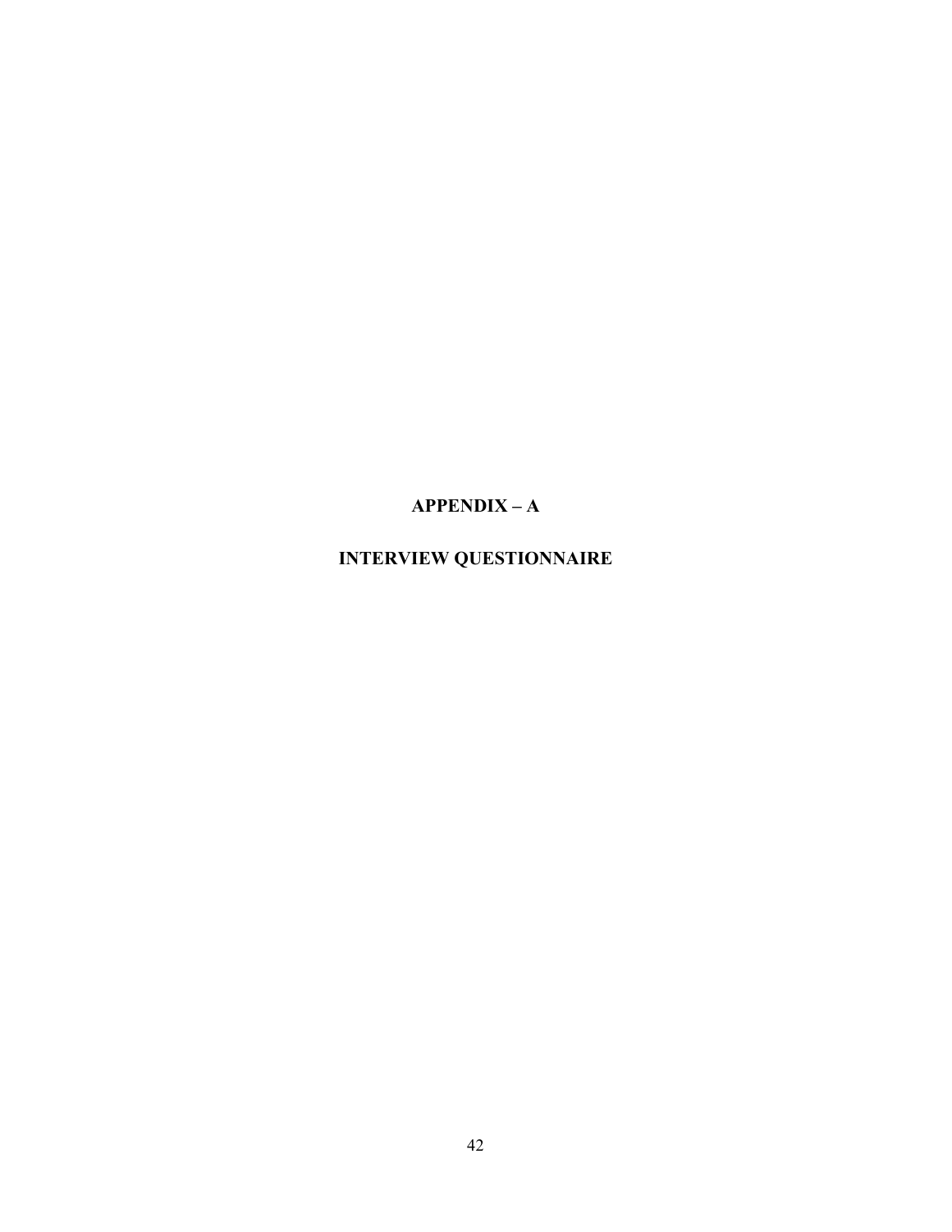# APPENDIX – A

## INTERVIEW QUESTIONNAIRE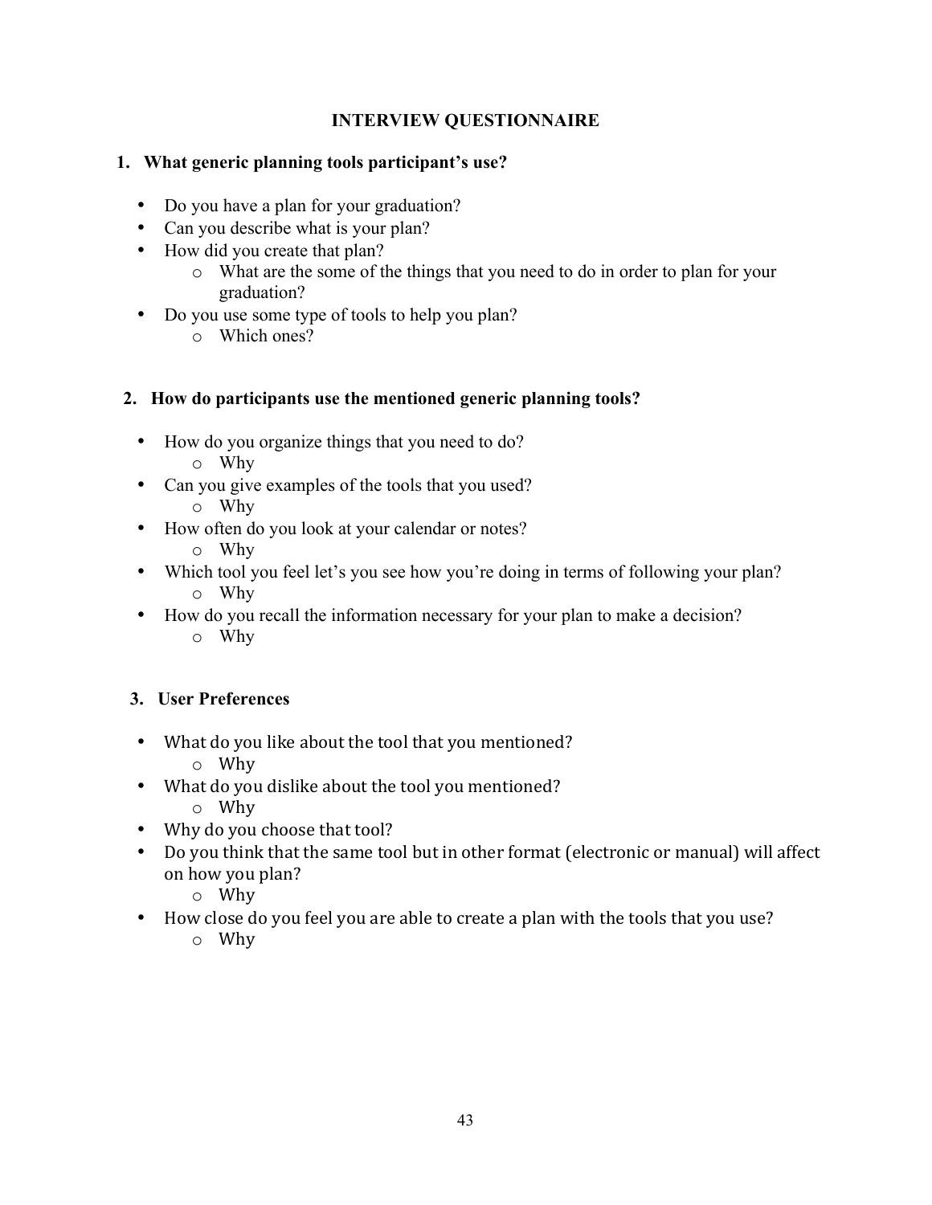# INTERVIEW QUESTIONNAIRE

## 1. What generic planning tools participant's use?

- Do you have a plan for your graduation?
- Can you describe what is your plan?
- How did you create that plan?
  - What are the some of the things that you need to do in order to plan for your graduation?
- Do you use some type of tools to help you plan?
  - Which ones?

## 2. How do participants use the mentioned generic planning tools?

- How do you organize things that you need to do?
  - Why
- Can you give examples of the tools that you used?
  - Why
- How often do you look at your calendar or notes?
  - Why
- Which tool you feel let's you see how you're doing in terms of following your plan?
  - Why
- How do you recall the information necessary for your plan to make a decision?
  - Why

## 3. User Preferences

- What do you like about the tool that you mentioned?
  - Why
- What do you dislike about the tool you mentioned?
  - Why
- Why do you choose that tool?
- Do you think that the same tool but in other format (electronic or manual) will affect on how you plan?
  - Why
- How close do you feel you are able to create a plan with the tools that you use?
  - Why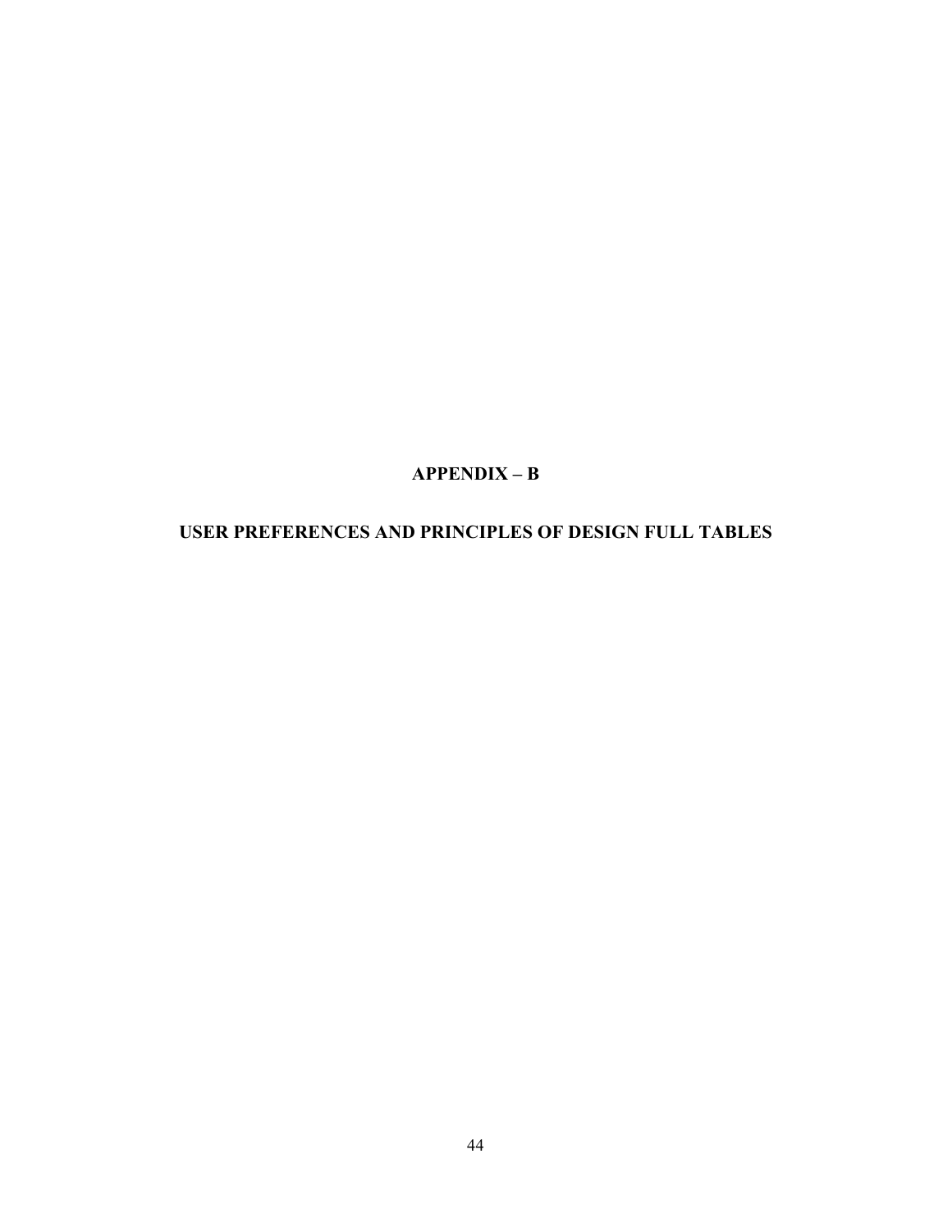# APPENDIX – B

## USER PREFERENCES AND PRINCIPLES OF DESIGN FULL TABLES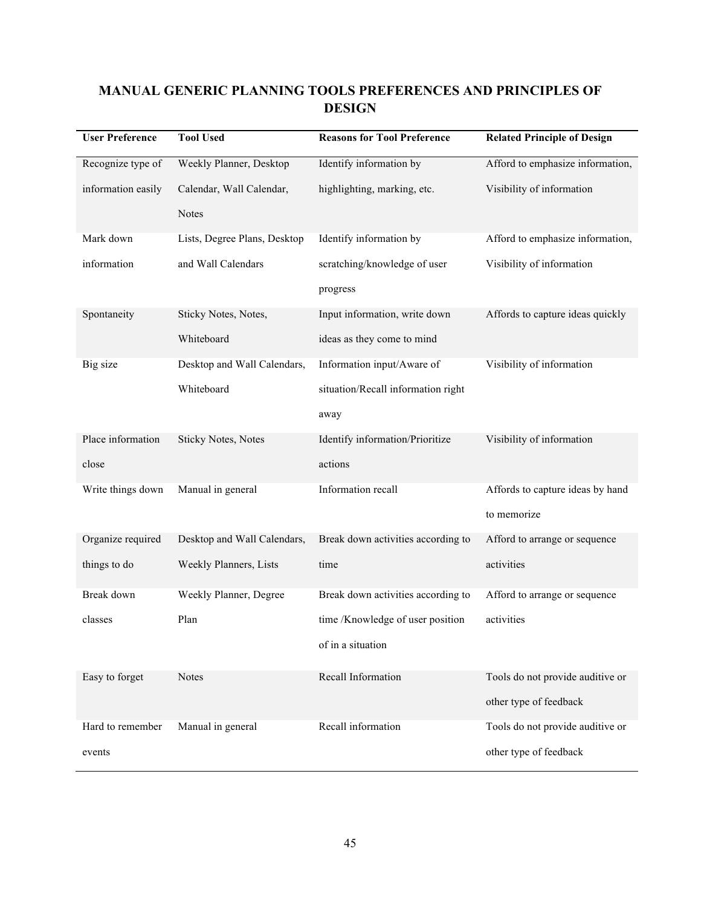## MANUAL GENERIC PLANNING TOOLS PREFERENCES AND PRINCIPLES OF DESIGN

| User Preference | Tool Used | Reasons for Tool Preference | Related Principle of Design |
|---|---|---|---|
| Recognize type of information easily | Weekly Planner, Desktop Calendar, Wall Calendar, Notes | Identify information by highlighting, marking, etc. | Afford to emphasize information, Visibility of information |
| Mark down information | Lists, Degree Plans, Desktop and Wall Calendars | Identify information by scratching/knowledge of user progress | Afford to emphasize information, Visibility of information |
| Spontaneity | Sticky Notes, Notes, Whiteboard | Input information, write down ideas as they come to mind | Affords to capture ideas quickly |
| Big size | Desktop and Wall Calendars, Whiteboard | Information input/Aware of situation/Recall information right away | Visibility of information |
| Place information close | Sticky Notes, Notes | Identify information/Prioritize actions | Visibility of information |
| Write things down | Manual in general | Information recall | Affords to capture ideas by hand to memorize |
| Organize required things to do | Desktop and Wall Calendars, Weekly Planners, Lists | Break down activities according to time | Afford to arrange or sequence activities |
| Break down classes | Weekly Planner, Degree Plan | Break down activities according to time /Knowledge of user position of in a situation | Afford to arrange or sequence activities |
| Easy to forget | Notes | Recall Information | Tools do not provide auditive or other type of feedback |
| Hard to remember events | Manual in general | Recall information | Tools do not provide auditive or other type of feedback |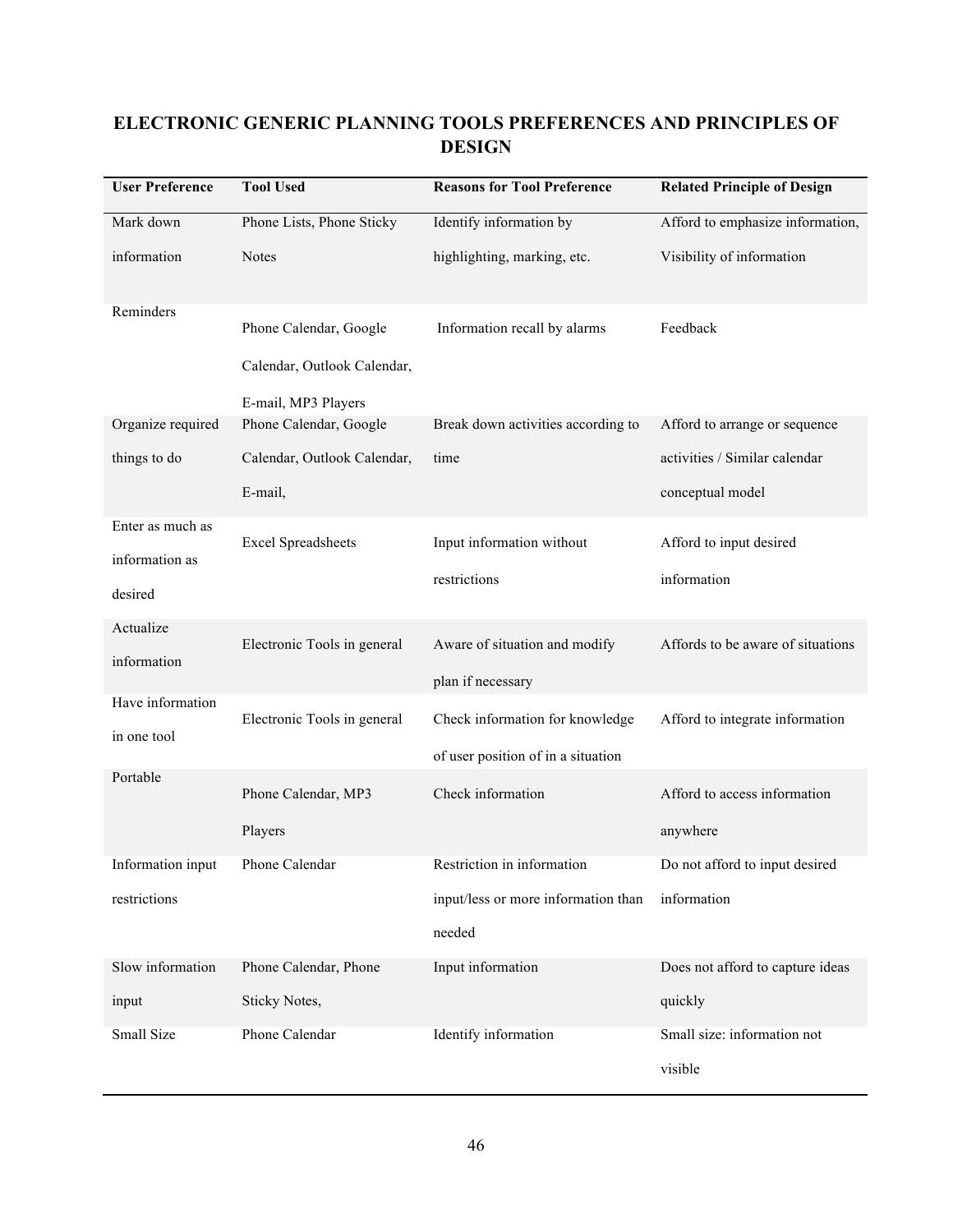## ELECTRONIC GENERIC PLANNING TOOLS PREFERENCES AND PRINCIPLES OF DESIGN

| User Preference | Tool Used | Reasons for Tool Preference | Related Principle of Design |
|---|---|---|---|
| Mark down information | Phone Lists, Phone Sticky Notes | Identify information by highlighting, marking, etc. | Afford to emphasize information, Visibility of information |
| Reminders | Phone Calendar, Google Calendar, Outlook Calendar, E-mail, MP3 Players | Information recall by alarms | Feedback |
| Organize required things to do | Phone Calendar, Google Calendar, Outlook Calendar, E-mail, | Break down activities according to time | Afford to arrange or sequence activities / Similar calendar conceptual model |
| Enter as much as information as desired | Excel Spreadsheets | Input information without restrictions | Afford to input desired information |
| Actualize information | Electronic Tools in general | Aware of situation and modify plan if necessary | Affords to be aware of situations |
| Have information in one tool | Electronic Tools in general | Check information for knowledge of user position of in a situation | Afford to integrate information |
| Portable | Phone Calendar, MP3 Players | Check information | Afford to access information anywhere |
| Information input restrictions | Phone Calendar | Restriction in information input/less or more information than needed | Do not afford to input desired information |
| Slow information input | Phone Calendar, Phone Sticky Notes, | Input information | Does not afford to capture ideas quickly |
| Small Size | Phone Calendar | Identify information | Small size: information not visible |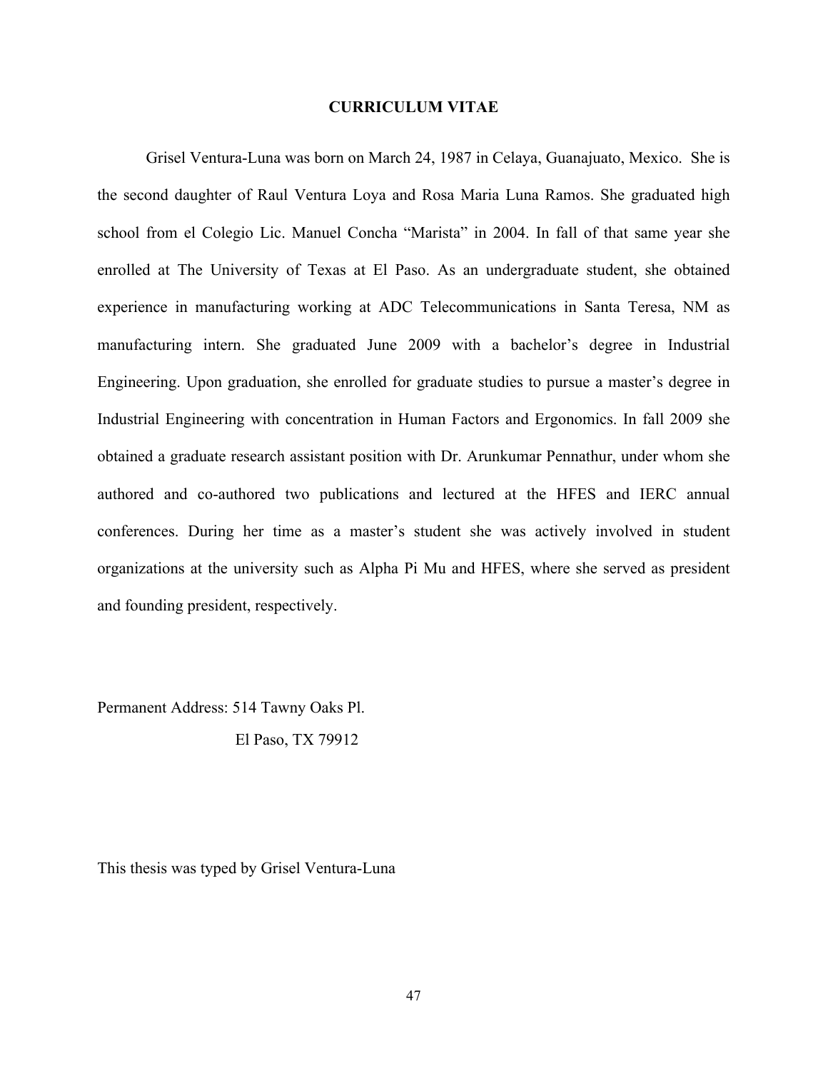# CURRICULUM VITAE

Grisel Ventura-Luna was born on March 24, 1987 in Celaya, Guanajuato, Mexico. She is the second daughter of Raul Ventura Loya and Rosa Maria Luna Ramos. She graduated high school from el Colegio Lic. Manuel Concha "Marista" in 2004. In fall of that same year she enrolled at The University of Texas at El Paso. As an undergraduate student, she obtained experience in manufacturing working at ADC Telecommunications in Santa Teresa, NM as manufacturing intern. She graduated June 2009 with a bachelor's degree in Industrial Engineering. Upon graduation, she enrolled for graduate studies to pursue a master's degree in Industrial Engineering with concentration in Human Factors and Ergonomics. In fall 2009 she obtained a graduate research assistant position with Dr. Arunkumar Pennathur, under whom she authored and co-authored two publications and lectured at the HFES and IERC annual conferences. During her time as a master's student she was actively involved in student organizations at the university such as Alpha Pi Mu and HFES, where she served as president and founding president, respectively.

Permanent Address: 514 Tawny Oaks Pl.
El Paso, TX 79912

This thesis was typed by Grisel Ventura-Luna